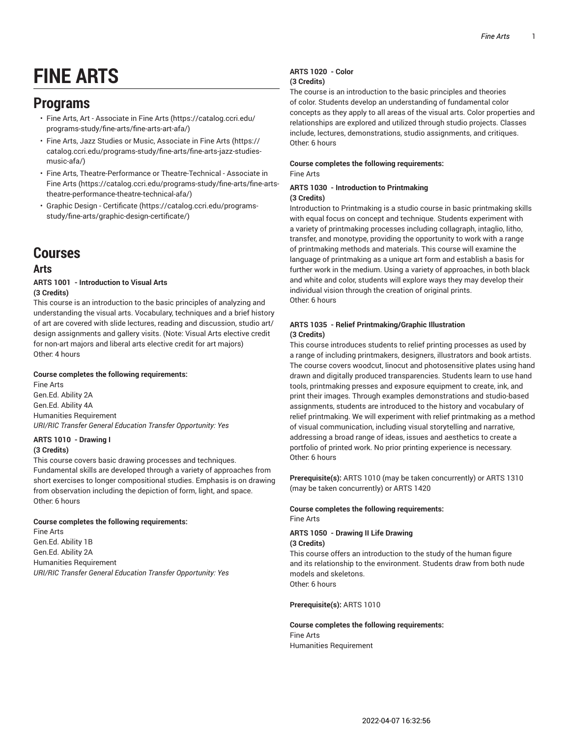# FINE ARTS

## Programs

- Fine Arts, Art - Associate in Fine Arts (https://catalog.ccri.edu/programs-study/fine-arts/fine-arts-art-afa/)
- Fine Arts, Jazz Studies or Music, Associate in Fine Arts (https://catalog.ccri.edu/programs-study/fine-arts/fine-arts-jazz-studies-music-afa/)
- Fine Arts, Theatre-Performance or Theatre-Technical - Associate in Fine Arts (https://catalog.ccri.edu/programs-study/fine-arts/fine-arts-theatre-performance-theatre-technical-afa/)
- Graphic Design - Certificate (https://catalog.ccri.edu/programs-study/fine-arts/graphic-design-certificate/)

## Courses

### Arts

**ARTS 1001 - Introduction to Visual Arts**
**(3 Credits)**
This course is an introduction to the basic principles of analyzing and understanding the visual arts. Vocabulary, techniques and a brief history of art are covered with slide lectures, reading and discussion, studio art/design assignments and gallery visits. (Note: Visual Arts elective credit for non-art majors and liberal arts elective credit for art majors)
Other: 4 hours

**Course completes the following requirements:**
Fine Arts
Gen.Ed. Ability 2A
Gen.Ed. Ability 4A
Humanities Requirement
*URI/RIC Transfer General Education Transfer Opportunity: Yes*

**ARTS 1010 - Drawing I**
**(3 Credits)**
This course covers basic drawing processes and techniques. Fundamental skills are developed through a variety of approaches from short exercises to longer compositional studies. Emphasis is on drawing from observation including the depiction of form, light, and space.
Other: 6 hours

**Course completes the following requirements:**
Fine Arts
Gen.Ed. Ability 1B
Gen.Ed. Ability 2A
Humanities Requirement
*URI/RIC Transfer General Education Transfer Opportunity: Yes*

**ARTS 1020 - Color**
**(3 Credits)**
The course is an introduction to the basic principles and theories of color. Students develop an understanding of fundamental color concepts as they apply to all areas of the visual arts. Color properties and relationships are explored and utilized through studio projects. Classes include, lectures, demonstrations, studio assignments, and critiques.
Other: 6 hours

**Course completes the following requirements:**
Fine Arts

**ARTS 1030 - Introduction to Printmaking**
**(3 Credits)**
Introduction to Printmaking is a studio course in basic printmaking skills with equal focus on concept and technique. Students experiment with a variety of printmaking processes including collagraph, intaglio, litho, transfer, and monotype, providing the opportunity to work with a range of printmaking methods and materials. This course will examine the language of printmaking as a unique art form and establish a basis for further work in the medium. Using a variety of approaches, in both black and white and color, students will explore ways they may develop their individual vision through the creation of original prints.
Other: 6 hours

**ARTS 1035 - Relief Printmaking/Graphic Illustration**
**(3 Credits)**
This course introduces students to relief printing processes as used by a range of including printmakers, designers, illustrators and book artists. The course covers woodcut, linocut and photosensitive plates using hand drawn and digitally produced transparencies. Students learn to use hand tools, printmaking presses and exposure equipment to create, ink, and print their images. Through examples demonstrations and studio-based assignments, students are introduced to the history and vocabulary of relief printmaking. We will experiment with relief printmaking as a method of visual communication, including visual storytelling and narrative, addressing a broad range of ideas, issues and aesthetics to create a portfolio of printed work. No prior printing experience is necessary.
Other: 6 hours

**Prerequisite(s):** ARTS 1010 (may be taken concurrently) or ARTS 1310 (may be taken concurrently) or ARTS 1420

**Course completes the following requirements:**
Fine Arts

**ARTS 1050 - Drawing II Life Drawing**
**(3 Credits)**
This course offers an introduction to the study of the human figure and its relationship to the environment. Students draw from both nude models and skeletons.
Other: 6 hours

**Prerequisite(s):** ARTS 1010

**Course completes the following requirements:**
Fine Arts
Humanities Requirement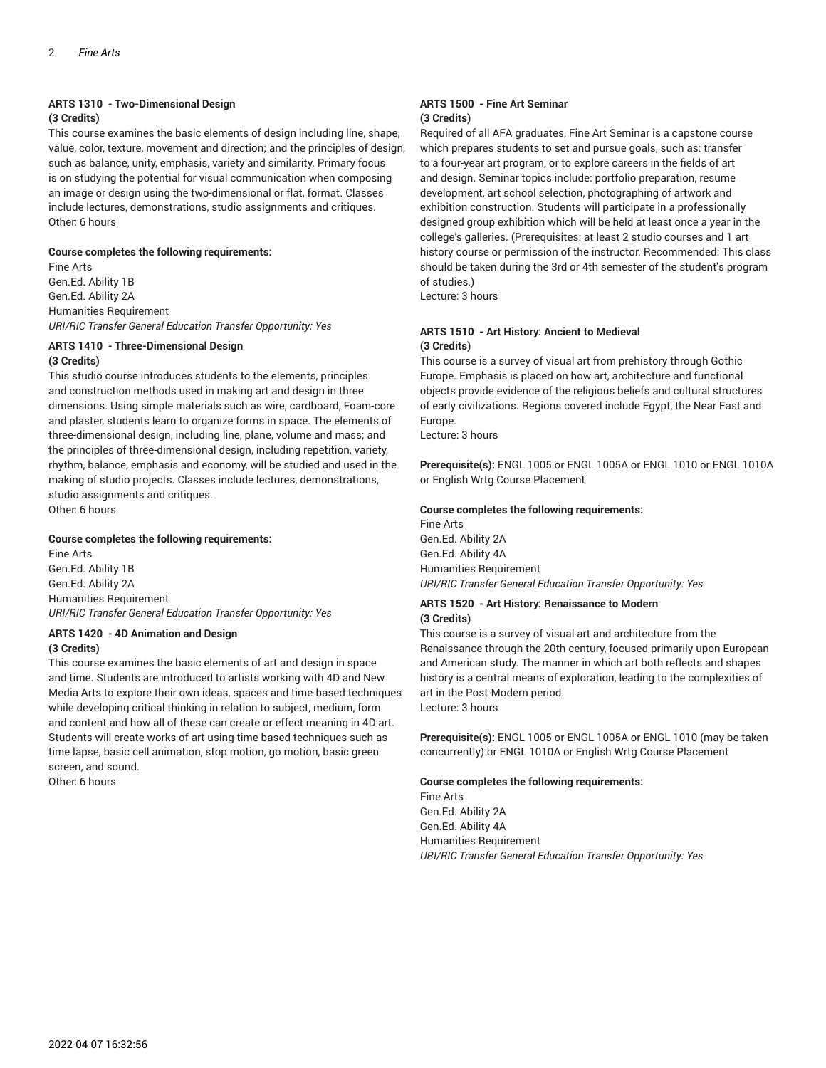### ARTS 1310 - Two-Dimensional Design

**(3 Credits)**

This course examines the basic elements of design including line, shape, value, color, texture, movement and direction; and the principles of design, such as balance, unity, emphasis, variety and similarity. Primary focus is on studying the potential for visual communication when composing an image or design using the two-dimensional or flat, format. Classes include lectures, demonstrations, studio assignments and critiques.
Other: 6 hours

**Course completes the following requirements:**

Fine Arts
Gen.Ed. Ability 1B
Gen.Ed. Ability 2A
Humanities Requirement
*URI/RIC Transfer General Education Transfer Opportunity: Yes*

### ARTS 1410 - Three-Dimensional Design

**(3 Credits)**

This studio course introduces students to the elements, principles and construction methods used in making art and design in three dimensions. Using simple materials such as wire, cardboard, Foam-core and plaster, students learn to organize forms in space. The elements of three-dimensional design, including line, plane, volume and mass; and the principles of three-dimensional design, including repetition, variety, rhythm, balance, emphasis and economy, will be studied and used in the making of studio projects. Classes include lectures, demonstrations, studio assignments and critiques.
Other: 6 hours

**Course completes the following requirements:**

Fine Arts
Gen.Ed. Ability 1B
Gen.Ed. Ability 2A
Humanities Requirement
*URI/RIC Transfer General Education Transfer Opportunity: Yes*

### ARTS 1420 - 4D Animation and Design

**(3 Credits)**

This course examines the basic elements of art and design in space and time. Students are introduced to artists working with 4D and New Media Arts to explore their own ideas, spaces and time-based techniques while developing critical thinking in relation to subject, medium, form and content and how all of these can create or effect meaning in 4D art. Students will create works of art using time based techniques such as time lapse, basic cell animation, stop motion, go motion, basic green screen, and sound.
Other: 6 hours

### ARTS 1500 - Fine Art Seminar

**(3 Credits)**

Required of all AFA graduates, Fine Art Seminar is a capstone course which prepares students to set and pursue goals, such as: transfer to a four-year art program, or to explore careers in the fields of art and design. Seminar topics include: portfolio preparation, resume development, art school selection, photographing of artwork and exhibition construction. Students will participate in a professionally designed group exhibition which will be held at least once a year in the college's galleries. (Prerequisites: at least 2 studio courses and 1 art history course or permission of the instructor. Recommended: This class should be taken during the 3rd or 4th semester of the student's program of studies.)
Lecture: 3 hours

### ARTS 1510 - Art History: Ancient to Medieval

**(3 Credits)**

This course is a survey of visual art from prehistory through Gothic Europe. Emphasis is placed on how art, architecture and functional objects provide evidence of the religious beliefs and cultural structures of early civilizations. Regions covered include Egypt, the Near East and Europe.
Lecture: 3 hours

**Prerequisite(s):** ENGL 1005 or ENGL 1005A or ENGL 1010 or ENGL 1010A or English Wrtg Course Placement

**Course completes the following requirements:**

Fine Arts
Gen.Ed. Ability 2A
Gen.Ed. Ability 4A
Humanities Requirement
*URI/RIC Transfer General Education Transfer Opportunity: Yes*

### ARTS 1520 - Art History: Renaissance to Modern

**(3 Credits)**

This course is a survey of visual art and architecture from the Renaissance through the 20th century, focused primarily upon European and American study. The manner in which art both reflects and shapes history is a central means of exploration, leading to the complexities of art in the Post-Modern period.
Lecture: 3 hours

**Prerequisite(s):** ENGL 1005 or ENGL 1005A or ENGL 1010 (may be taken concurrently) or ENGL 1010A or English Wrtg Course Placement

**Course completes the following requirements:**

Fine Arts
Gen.Ed. Ability 2A
Gen.Ed. Ability 4A
Humanities Requirement
*URI/RIC Transfer General Education Transfer Opportunity: Yes*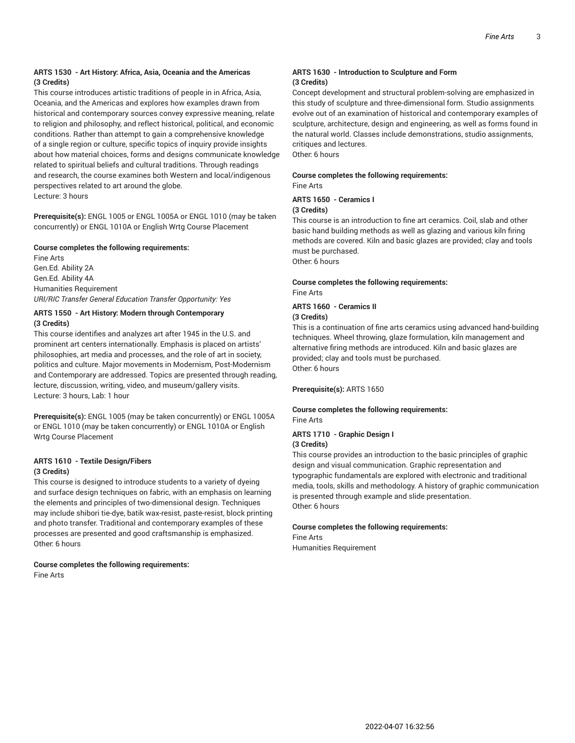**ARTS 1530 - Art History: Africa, Asia, Oceania and the Americas (3 Credits)**

This course introduces artistic traditions of people in in Africa, Asia, Oceania, and the Americas and explores how examples drawn from historical and contemporary sources convey expressive meaning, relate to religion and philosophy, and reflect historical, political, and economic conditions. Rather than attempt to gain a comprehensive knowledge of a single region or culture, specific topics of inquiry provide insights about how material choices, forms and designs communicate knowledge related to spiritual beliefs and cultural traditions. Through readings and research, the course examines both Western and local/indigenous perspectives related to art around the globe.
Lecture: 3 hours

**Prerequisite(s):** ENGL 1005 or ENGL 1005A or ENGL 1010 (may be taken concurrently) or ENGL 1010A or English Wrtg Course Placement

**Course completes the following requirements:**
Fine Arts
Gen.Ed. Ability 2A
Gen.Ed. Ability 4A
Humanities Requirement
*URI/RIC Transfer General Education Transfer Opportunity: Yes*

**ARTS 1550 - Art History: Modern through Contemporary (3 Credits)**

This course identifies and analyzes art after 1945 in the U.S. and prominent art centers internationally. Emphasis is placed on artists' philosophies, art media and processes, and the role of art in society, politics and culture. Major movements in Modernism, Post-Modernism and Contemporary are addressed. Topics are presented through reading, lecture, discussion, writing, video, and museum/gallery visits.
Lecture: 3 hours, Lab: 1 hour

**Prerequisite(s):** ENGL 1005 (may be taken concurrently) or ENGL 1005A or ENGL 1010 (may be taken concurrently) or ENGL 1010A or English Wrtg Course Placement

**ARTS 1610 - Textile Design/Fibers (3 Credits)**

This course is designed to introduce students to a variety of dyeing and surface design techniques on fabric, with an emphasis on learning the elements and principles of two-dimensional design. Techniques may include shibori tie-dye, batik wax-resist, paste-resist, block printing and photo transfer. Traditional and contemporary examples of these processes are presented and good craftsmanship is emphasized.
Other: 6 hours

**Course completes the following requirements:**
Fine Arts

**ARTS 1630 - Introduction to Sculpture and Form (3 Credits)**

Concept development and structural problem-solving are emphasized in this study of sculpture and three-dimensional form. Studio assignments evolve out of an examination of historical and contemporary examples of sculpture, architecture, design and engineering, as well as forms found in the natural world. Classes include demonstrations, studio assignments, critiques and lectures.
Other: 6 hours

**Course completes the following requirements:**
Fine Arts

**ARTS 1650 - Ceramics I (3 Credits)**

This course is an introduction to fine art ceramics. Coil, slab and other basic hand building methods as well as glazing and various kiln firing methods are covered. Kiln and basic glazes are provided; clay and tools must be purchased.
Other: 6 hours

**Course completes the following requirements:**
Fine Arts

**ARTS 1660 - Ceramics II (3 Credits)**

This is a continuation of fine arts ceramics using advanced hand-building techniques. Wheel throwing, glaze formulation, kiln management and alternative firing methods are introduced. Kiln and basic glazes are provided; clay and tools must be purchased.
Other: 6 hours

**Prerequisite(s):** ARTS 1650

**Course completes the following requirements:**
Fine Arts

**ARTS 1710 - Graphic Design I (3 Credits)**

This course provides an introduction to the basic principles of graphic design and visual communication. Graphic representation and typographic fundamentals are explored with electronic and traditional media, tools, skills and methodology. A history of graphic communication is presented through example and slide presentation.
Other: 6 hours

**Course completes the following requirements:**
Fine Arts
Humanities Requirement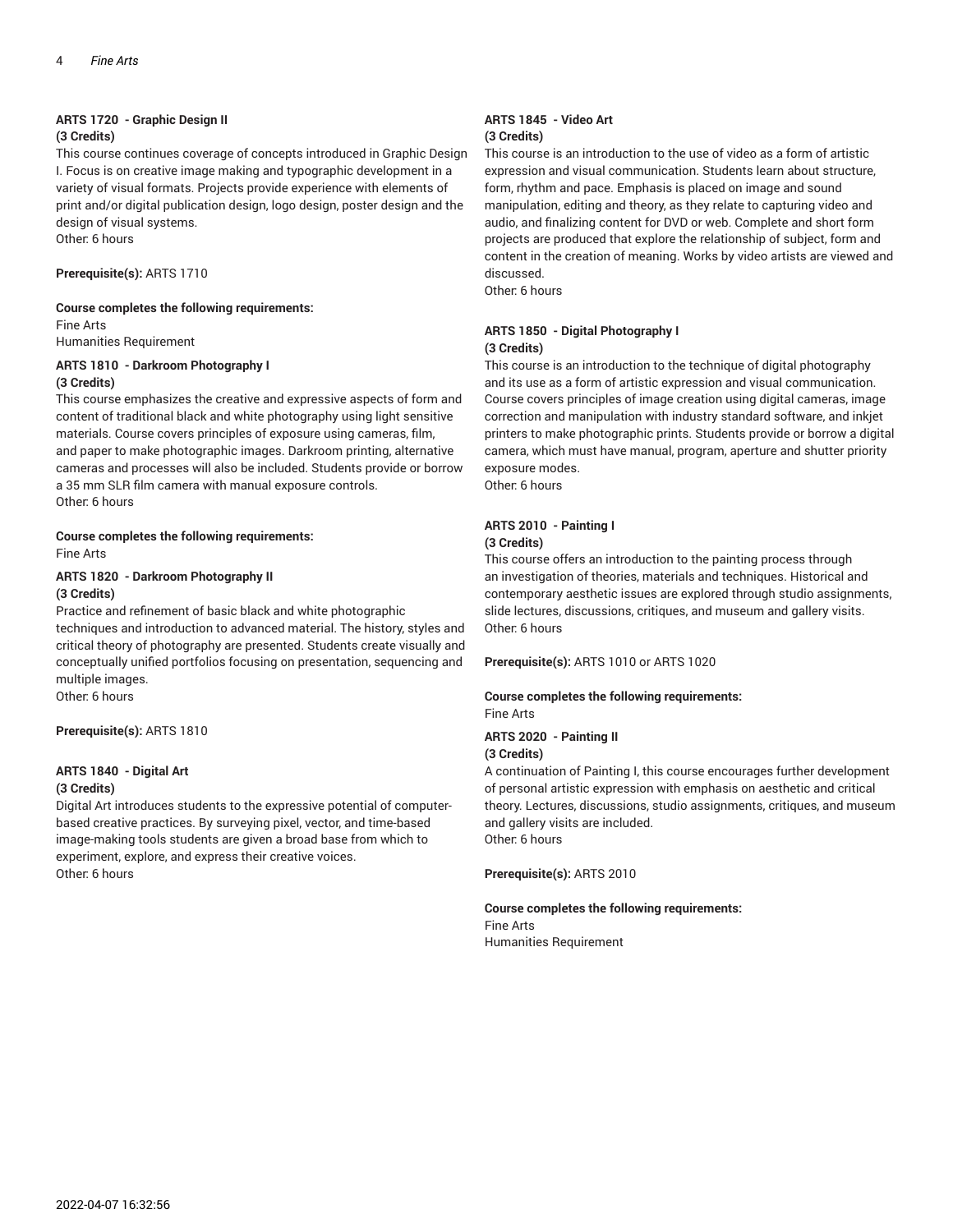#### ARTS 1720 - Graphic Design II
**(3 Credits)**

This course continues coverage of concepts introduced in Graphic Design I. Focus is on creative image making and typographic development in a variety of visual formats. Projects provide experience with elements of print and/or digital publication design, logo design, poster design and the design of visual systems.
Other: 6 hours

**Prerequisite(s):** ARTS 1710

**Course completes the following requirements:**
Fine Arts
Humanities Requirement

#### ARTS 1810 - Darkroom Photography I
**(3 Credits)**

This course emphasizes the creative and expressive aspects of form and content of traditional black and white photography using light sensitive materials. Course covers principles of exposure using cameras, film, and paper to make photographic images. Darkroom printing, alternative cameras and processes will also be included. Students provide or borrow a 35 mm SLR film camera with manual exposure controls.
Other: 6 hours

**Course completes the following requirements:**
Fine Arts

#### ARTS 1820 - Darkroom Photography II
**(3 Credits)**

Practice and refinement of basic black and white photographic techniques and introduction to advanced material. The history, styles and critical theory of photography are presented. Students create visually and conceptually unified portfolios focusing on presentation, sequencing and multiple images.
Other: 6 hours

**Prerequisite(s):** ARTS 1810

#### ARTS 1840 - Digital Art
**(3 Credits)**

Digital Art introduces students to the expressive potential of computer-based creative practices. By surveying pixel, vector, and time-based image-making tools students are given a broad base from which to experiment, explore, and express their creative voices.
Other: 6 hours

#### ARTS 1845 - Video Art
**(3 Credits)**

This course is an introduction to the use of video as a form of artistic expression and visual communication. Students learn about structure, form, rhythm and pace. Emphasis is placed on image and sound manipulation, editing and theory, as they relate to capturing video and audio, and finalizing content for DVD or web. Complete and short form projects are produced that explore the relationship of subject, form and content in the creation of meaning. Works by video artists are viewed and discussed.
Other: 6 hours

#### ARTS 1850 - Digital Photography I
**(3 Credits)**

This course is an introduction to the technique of digital photography and its use as a form of artistic expression and visual communication. Course covers principles of image creation using digital cameras, image correction and manipulation with industry standard software, and inkjet printers to make photographic prints. Students provide or borrow a digital camera, which must have manual, program, aperture and shutter priority exposure modes.
Other: 6 hours

#### ARTS 2010 - Painting I
**(3 Credits)**

This course offers an introduction to the painting process through an investigation of theories, materials and techniques. Historical and contemporary aesthetic issues are explored through studio assignments, slide lectures, discussions, critiques, and museum and gallery visits.
Other: 6 hours

**Prerequisite(s):** ARTS 1010 or ARTS 1020

**Course completes the following requirements:**
Fine Arts

#### ARTS 2020 - Painting II
**(3 Credits)**

A continuation of Painting I, this course encourages further development of personal artistic expression with emphasis on aesthetic and critical theory. Lectures, discussions, studio assignments, critiques, and museum and gallery visits are included.
Other: 6 hours

**Prerequisite(s):** ARTS 2010

**Course completes the following requirements:**
Fine Arts
Humanities Requirement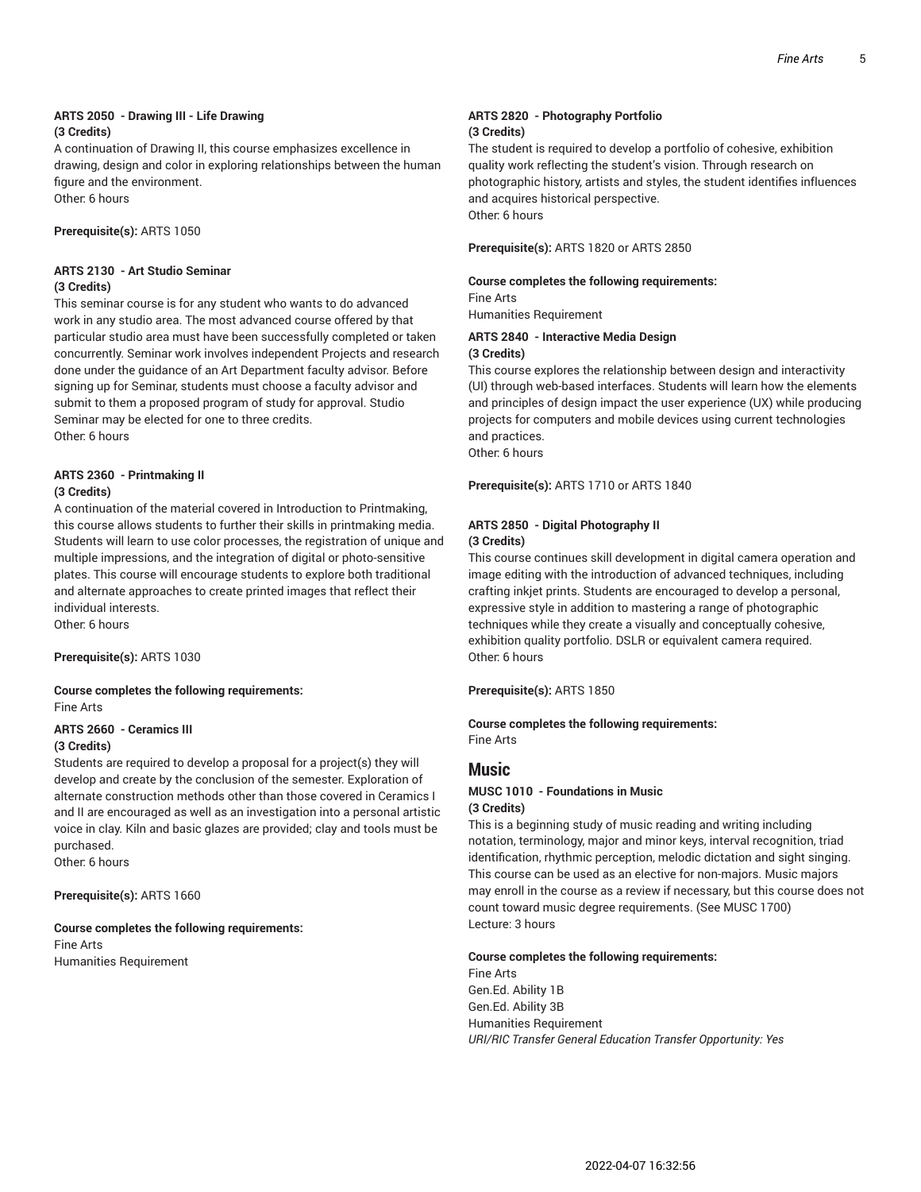#### ARTS 2050 - Drawing III - Life Drawing
**(3 Credits)**

A continuation of Drawing II, this course emphasizes excellence in drawing, design and color in exploring relationships between the human figure and the environment.
Other: 6 hours

**Prerequisite(s):** ARTS 1050

#### ARTS 2130 - Art Studio Seminar
**(3 Credits)**

This seminar course is for any student who wants to do advanced work in any studio area. The most advanced course offered by that particular studio area must have been successfully completed or taken concurrently. Seminar work involves independent Projects and research done under the guidance of an Art Department faculty advisor. Before signing up for Seminar, students must choose a faculty advisor and submit to them a proposed program of study for approval. Studio Seminar may be elected for one to three credits.
Other: 6 hours

#### ARTS 2360 - Printmaking II
**(3 Credits)**

A continuation of the material covered in Introduction to Printmaking, this course allows students to further their skills in printmaking media. Students will learn to use color processes, the registration of unique and multiple impressions, and the integration of digital or photo-sensitive plates. This course will encourage students to explore both traditional and alternate approaches to create printed images that reflect their individual interests.
Other: 6 hours

**Prerequisite(s):** ARTS 1030

**Course completes the following requirements:**
Fine Arts

#### ARTS 2660 - Ceramics III
**(3 Credits)**

Students are required to develop a proposal for a project(s) they will develop and create by the conclusion of the semester. Exploration of alternate construction methods other than those covered in Ceramics I and II are encouraged as well as an investigation into a personal artistic voice in clay. Kiln and basic glazes are provided; clay and tools must be purchased.
Other: 6 hours

**Prerequisite(s):** ARTS 1660

**Course completes the following requirements:**
Fine Arts
Humanities Requirement

#### ARTS 2820 - Photography Portfolio
**(3 Credits)**

The student is required to develop a portfolio of cohesive, exhibition quality work reflecting the student's vision. Through research on photographic history, artists and styles, the student identifies influences and acquires historical perspective.
Other: 6 hours

**Prerequisite(s):** ARTS 1820 or ARTS 2850

**Course completes the following requirements:**
Fine Arts
Humanities Requirement

#### ARTS 2840 - Interactive Media Design
**(3 Credits)**

This course explores the relationship between design and interactivity (UI) through web-based interfaces. Students will learn how the elements and principles of design impact the user experience (UX) while producing projects for computers and mobile devices using current technologies and practices.
Other: 6 hours

**Prerequisite(s):** ARTS 1710 or ARTS 1840

#### ARTS 2850 - Digital Photography II
**(3 Credits)**

This course continues skill development in digital camera operation and image editing with the introduction of advanced techniques, including crafting inkjet prints. Students are encouraged to develop a personal, expressive style in addition to mastering a range of photographic techniques while they create a visually and conceptually cohesive, exhibition quality portfolio. DSLR or equivalent camera required.
Other: 6 hours

**Prerequisite(s):** ARTS 1850

**Course completes the following requirements:**
Fine Arts

## Music

#### MUSC 1010 - Foundations in Music
**(3 Credits)**

This is a beginning study of music reading and writing including notation, terminology, major and minor keys, interval recognition, triad identification, rhythmic perception, melodic dictation and sight singing. This course can be used as an elective for non-majors. Music majors may enroll in the course as a review if necessary, but this course does not count toward music degree requirements. (See MUSC 1700)
Lecture: 3 hours

**Course completes the following requirements:**
Fine Arts
Gen.Ed. Ability 1B
Gen.Ed. Ability 3B
Humanities Requirement
*URI/RIC Transfer General Education Transfer Opportunity: Yes*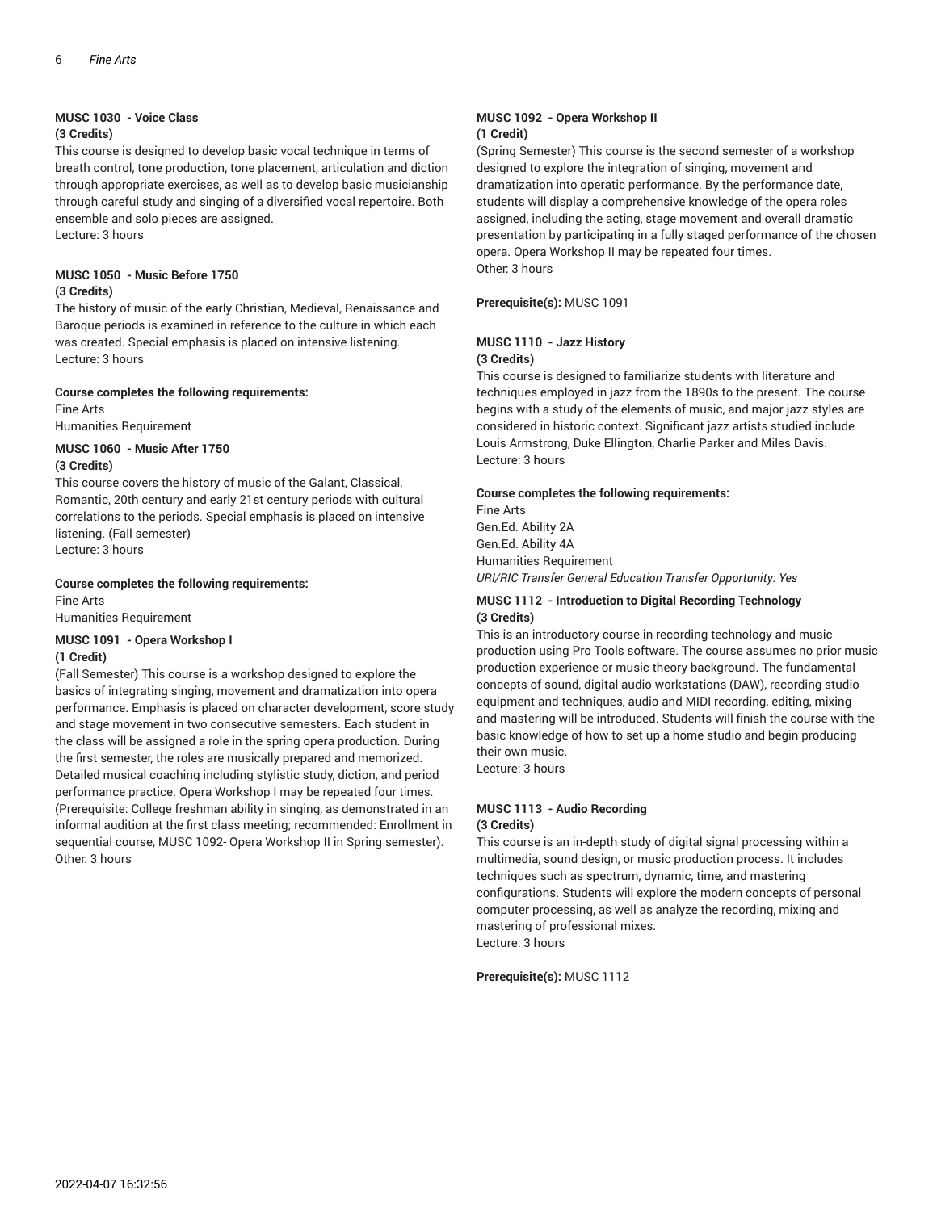### MUSC 1030 - Voice Class

**(3 Credits)**

This course is designed to develop basic vocal technique in terms of breath control, tone production, tone placement, articulation and diction through appropriate exercises, as well as to develop basic musicianship through careful study and singing of a diversified vocal repertoire. Both ensemble and solo pieces are assigned.
Lecture: 3 hours

### MUSC 1050 - Music Before 1750

**(3 Credits)**

The history of music of the early Christian, Medieval, Renaissance and Baroque periods is examined in reference to the culture in which each was created. Special emphasis is placed on intensive listening.
Lecture: 3 hours

**Course completes the following requirements:**

Fine Arts
Humanities Requirement

### MUSC 1060 - Music After 1750

**(3 Credits)**

This course covers the history of music of the Galant, Classical, Romantic, 20th century and early 21st century periods with cultural correlations to the periods. Special emphasis is placed on intensive listening. (Fall semester)
Lecture: 3 hours

**Course completes the following requirements:**

Fine Arts
Humanities Requirement

### MUSC 1091 - Opera Workshop I

**(1 Credit)**

(Fall Semester) This course is a workshop designed to explore the basics of integrating singing, movement and dramatization into opera performance. Emphasis is placed on character development, score study and stage movement in two consecutive semesters. Each student in the class will be assigned a role in the spring opera production. During the first semester, the roles are musically prepared and memorized. Detailed musical coaching including stylistic study, diction, and period performance practice. Opera Workshop I may be repeated four times. (Prerequisite: College freshman ability in singing, as demonstrated in an informal audition at the first class meeting; recommended: Enrollment in sequential course, MUSC 1092- Opera Workshop II in Spring semester).
Other: 3 hours

### MUSC 1092 - Opera Workshop II

**(1 Credit)**

(Spring Semester) This course is the second semester of a workshop designed to explore the integration of singing, movement and dramatization into operatic performance. By the performance date, students will display a comprehensive knowledge of the opera roles assigned, including the acting, stage movement and overall dramatic presentation by participating in a fully staged performance of the chosen opera. Opera Workshop II may be repeated four times.
Other: 3 hours

**Prerequisite(s):** MUSC 1091

### MUSC 1110 - Jazz History

**(3 Credits)**

This course is designed to familiarize students with literature and techniques employed in jazz from the 1890s to the present. The course begins with a study of the elements of music, and major jazz styles are considered in historic context. Significant jazz artists studied include Louis Armstrong, Duke Ellington, Charlie Parker and Miles Davis.
Lecture: 3 hours

**Course completes the following requirements:**

Fine Arts
Gen.Ed. Ability 2A
Gen.Ed. Ability 4A
Humanities Requirement
*URI/RIC Transfer General Education Transfer Opportunity: Yes*

### MUSC 1112 - Introduction to Digital Recording Technology

**(3 Credits)**

This is an introductory course in recording technology and music production using Pro Tools software. The course assumes no prior music production experience or music theory background. The fundamental concepts of sound, digital audio workstations (DAW), recording studio equipment and techniques, audio and MIDI recording, editing, mixing and mastering will be introduced. Students will finish the course with the basic knowledge of how to set up a home studio and begin producing their own music.
Lecture: 3 hours

### MUSC 1113 - Audio Recording

**(3 Credits)**

This course is an in-depth study of digital signal processing within a multimedia, sound design, or music production process. It includes techniques such as spectrum, dynamic, time, and mastering configurations. Students will explore the modern concepts of personal computer processing, as well as analyze the recording, mixing and mastering of professional mixes.
Lecture: 3 hours

**Prerequisite(s):** MUSC 1112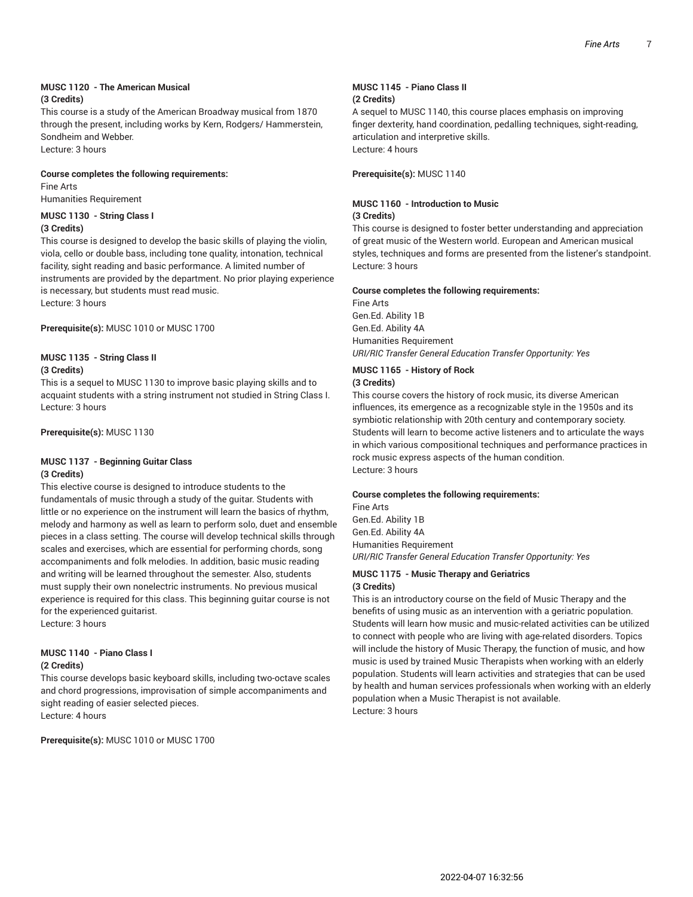### MUSC 1120 - The American Musical

**(3 Credits)**

This course is a study of the American Broadway musical from 1870 through the present, including works by Kern, Rodgers/ Hammerstein, Sondheim and Webber.
Lecture: 3 hours

**Course completes the following requirements:**

Fine Arts
Humanities Requirement

### MUSC 1130 - String Class I

**(3 Credits)**

This course is designed to develop the basic skills of playing the violin, viola, cello or double bass, including tone quality, intonation, technical facility, sight reading and basic performance. A limited number of instruments are provided by the department. No prior playing experience is necessary, but students must read music.
Lecture: 3 hours

**Prerequisite(s):** MUSC 1010 or MUSC 1700

### MUSC 1135 - String Class II

**(3 Credits)**

This is a sequel to MUSC 1130 to improve basic playing skills and to acquaint students with a string instrument not studied in String Class I.
Lecture: 3 hours

**Prerequisite(s):** MUSC 1130

### MUSC 1137 - Beginning Guitar Class

**(3 Credits)**

This elective course is designed to introduce students to the fundamentals of music through a study of the guitar. Students with little or no experience on the instrument will learn the basics of rhythm, melody and harmony as well as learn to perform solo, duet and ensemble pieces in a class setting. The course will develop technical skills through scales and exercises, which are essential for performing chords, song accompaniments and folk melodies. In addition, basic music reading and writing will be learned throughout the semester. Also, students must supply their own nonelectric instruments. No previous musical experience is required for this class. This beginning guitar course is not for the experienced guitarist.
Lecture: 3 hours

### MUSC 1140 - Piano Class I

**(2 Credits)**

This course develops basic keyboard skills, including two-octave scales and chord progressions, improvisation of simple accompaniments and sight reading of easier selected pieces.
Lecture: 4 hours

**Prerequisite(s):** MUSC 1010 or MUSC 1700

### MUSC 1145 - Piano Class II

**(2 Credits)**

A sequel to MUSC 1140, this course places emphasis on improving finger dexterity, hand coordination, pedalling techniques, sight-reading, articulation and interpretive skills.
Lecture: 4 hours

**Prerequisite(s):** MUSC 1140

### MUSC 1160 - Introduction to Music

**(3 Credits)**

This course is designed to foster better understanding and appreciation of great music of the Western world. European and American musical styles, techniques and forms are presented from the listener's standpoint.
Lecture: 3 hours

**Course completes the following requirements:**

Fine Arts
Gen.Ed. Ability 1B
Gen.Ed. Ability 4A
Humanities Requirement
*URI/RIC Transfer General Education Transfer Opportunity: Yes*

### MUSC 1165 - History of Rock

**(3 Credits)**

This course covers the history of rock music, its diverse American influences, its emergence as a recognizable style in the 1950s and its symbiotic relationship with 20th century and contemporary society. Students will learn to become active listeners and to articulate the ways in which various compositional techniques and performance practices in rock music express aspects of the human condition.
Lecture: 3 hours

**Course completes the following requirements:**

Fine Arts
Gen.Ed. Ability 1B
Gen.Ed. Ability 4A
Humanities Requirement
*URI/RIC Transfer General Education Transfer Opportunity: Yes*

### MUSC 1175 - Music Therapy and Geriatrics

**(3 Credits)**

This is an introductory course on the field of Music Therapy and the benefits of using music as an intervention with a geriatric population. Students will learn how music and music-related activities can be utilized to connect with people who are living with age-related disorders. Topics will include the history of Music Therapy, the function of music, and how music is used by trained Music Therapists when working with an elderly population. Students will learn activities and strategies that can be used by health and human services professionals when working with an elderly population when a Music Therapist is not available.
Lecture: 3 hours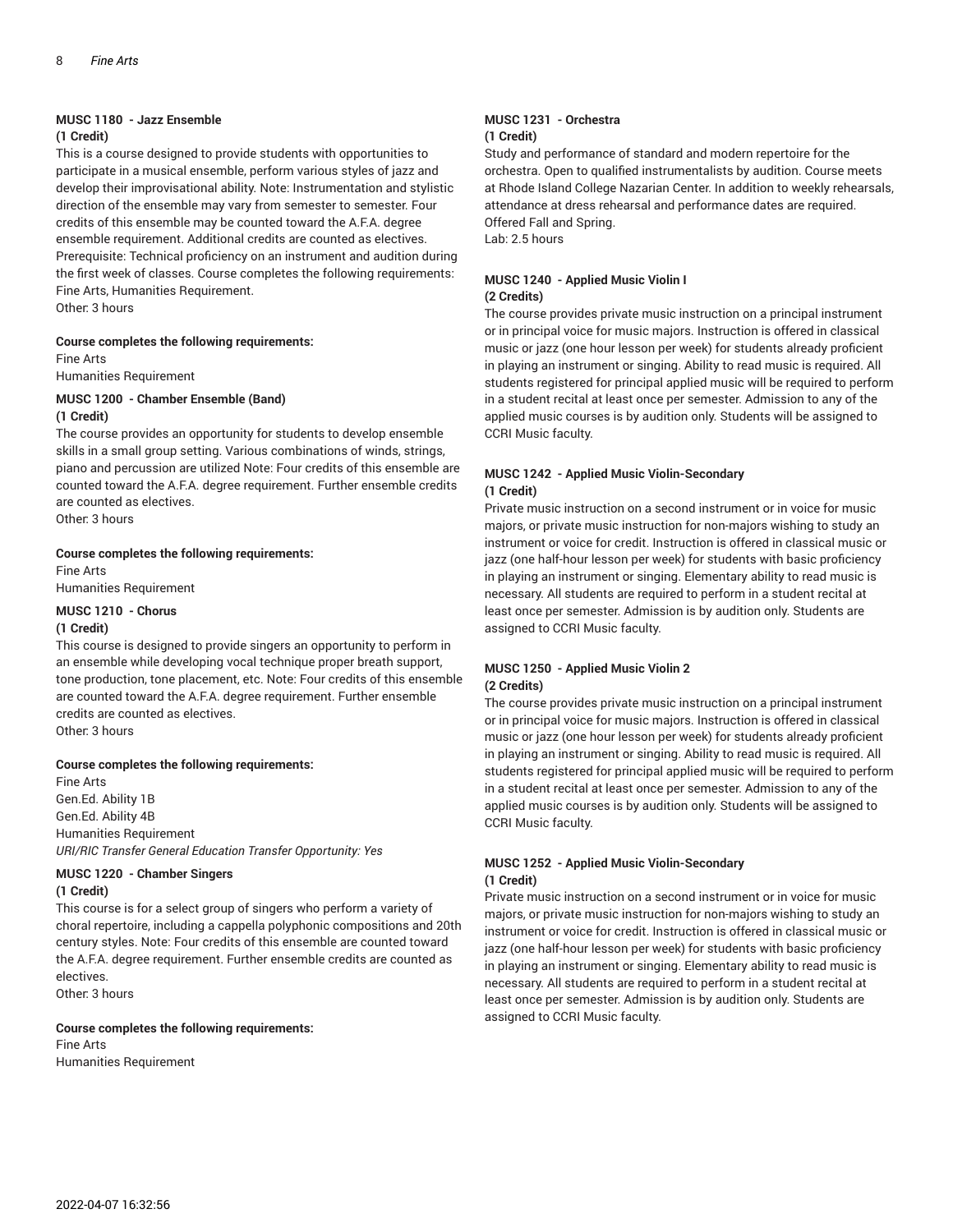### MUSC 1180 - Jazz Ensemble

**(1 Credit)**

This is a course designed to provide students with opportunities to participate in a musical ensemble, perform various styles of jazz and develop their improvisational ability. Note: Instrumentation and stylistic direction of the ensemble may vary from semester to semester. Four credits of this ensemble may be counted toward the A.F.A. degree ensemble requirement. Additional credits are counted as electives. Prerequisite: Technical proficiency on an instrument and audition during the first week of classes. Course completes the following requirements: Fine Arts, Humanities Requirement.
Other: 3 hours

**Course completes the following requirements:**

Fine Arts
Humanities Requirement

### MUSC 1200 - Chamber Ensemble (Band)

**(1 Credit)**

The course provides an opportunity for students to develop ensemble skills in a small group setting. Various combinations of winds, strings, piano and percussion are utilized Note: Four credits of this ensemble are counted toward the A.F.A. degree requirement. Further ensemble credits are counted as electives.
Other: 3 hours

**Course completes the following requirements:**

Fine Arts
Humanities Requirement

### MUSC 1210 - Chorus

**(1 Credit)**

This course is designed to provide singers an opportunity to perform in an ensemble while developing vocal technique proper breath support, tone production, tone placement, etc. Note: Four credits of this ensemble are counted toward the A.F.A. degree requirement. Further ensemble credits are counted as electives.
Other: 3 hours

**Course completes the following requirements:**

Fine Arts
Gen.Ed. Ability 1B
Gen.Ed. Ability 4B
Humanities Requirement
*URI/RIC Transfer General Education Transfer Opportunity: Yes*

### MUSC 1220 - Chamber Singers

**(1 Credit)**

This course is for a select group of singers who perform a variety of choral repertoire, including a cappella polyphonic compositions and 20th century styles. Note: Four credits of this ensemble are counted toward the A.F.A. degree requirement. Further ensemble credits are counted as electives.
Other: 3 hours

**Course completes the following requirements:**

Fine Arts
Humanities Requirement

### MUSC 1231 - Orchestra

**(1 Credit)**

Study and performance of standard and modern repertoire for the orchestra. Open to qualified instrumentalists by audition. Course meets at Rhode Island College Nazarian Center. In addition to weekly rehearsals, attendance at dress rehearsal and performance dates are required. Offered Fall and Spring.
Lab: 2.5 hours

### MUSC 1240 - Applied Music Violin I

**(2 Credits)**

The course provides private music instruction on a principal instrument or in principal voice for music majors. Instruction is offered in classical music or jazz (one hour lesson per week) for students already proficient in playing an instrument or singing. Ability to read music is required. All students registered for principal applied music will be required to perform in a student recital at least once per semester. Admission to any of the applied music courses is by audition only. Students will be assigned to CCRI Music faculty.

### MUSC 1242 - Applied Music Violin-Secondary

**(1 Credit)**

Private music instruction on a second instrument or in voice for music majors, or private music instruction for non-majors wishing to study an instrument or voice for credit. Instruction is offered in classical music or jazz (one half-hour lesson per week) for students with basic proficiency in playing an instrument or singing. Elementary ability to read music is necessary. All students are required to perform in a student recital at least once per semester. Admission is by audition only. Students are assigned to CCRI Music faculty.

### MUSC 1250 - Applied Music Violin 2

**(2 Credits)**

The course provides private music instruction on a principal instrument or in principal voice for music majors. Instruction is offered in classical music or jazz (one hour lesson per week) for students already proficient in playing an instrument or singing. Ability to read music is required. All students registered for principal applied music will be required to perform in a student recital at least once per semester. Admission to any of the applied music courses is by audition only. Students will be assigned to CCRI Music faculty.

### MUSC 1252 - Applied Music Violin-Secondary

**(1 Credit)**

Private music instruction on a second instrument or in voice for music majors, or private music instruction for non-majors wishing to study an instrument or voice for credit. Instruction is offered in classical music or jazz (one half-hour lesson per week) for students with basic proficiency in playing an instrument or singing. Elementary ability to read music is necessary. All students are required to perform in a student recital at least once per semester. Admission is by audition only. Students are assigned to CCRI Music faculty.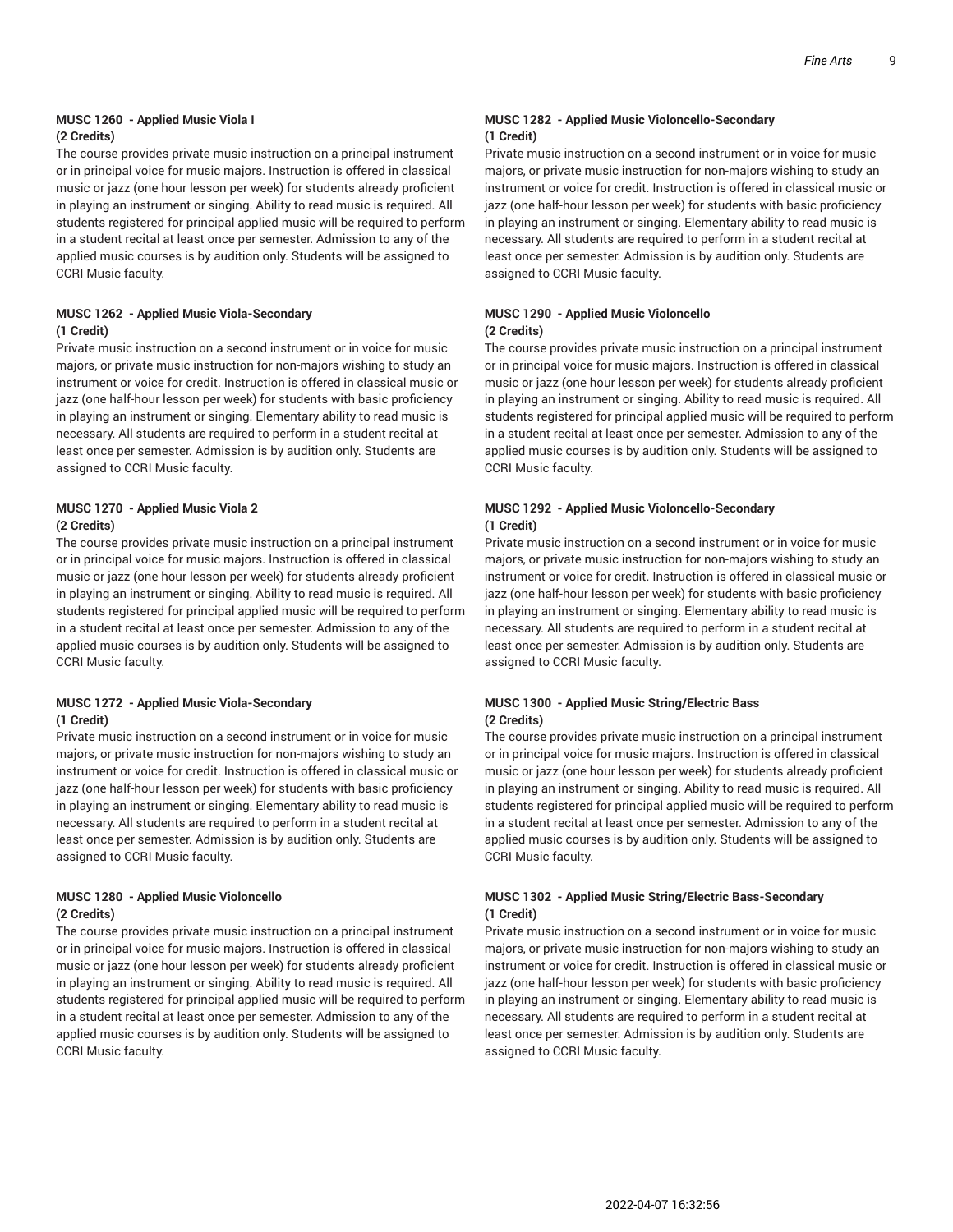#### MUSC 1260 - Applied Music Viola I
**(2 Credits)**

The course provides private music instruction on a principal instrument or in principal voice for music majors. Instruction is offered in classical music or jazz (one hour lesson per week) for students already proficient in playing an instrument or singing. Ability to read music is required. All students registered for principal applied music will be required to perform in a student recital at least once per semester. Admission to any of the applied music courses is by audition only. Students will be assigned to CCRI Music faculty.

#### MUSC 1262 - Applied Music Viola-Secondary
**(1 Credit)**

Private music instruction on a second instrument or in voice for music majors, or private music instruction for non-majors wishing to study an instrument or voice for credit. Instruction is offered in classical music or jazz (one half-hour lesson per week) for students with basic proficiency in playing an instrument or singing. Elementary ability to read music is necessary. All students are required to perform in a student recital at least once per semester. Admission is by audition only. Students are assigned to CCRI Music faculty.

#### MUSC 1270 - Applied Music Viola 2
**(2 Credits)**

The course provides private music instruction on a principal instrument or in principal voice for music majors. Instruction is offered in classical music or jazz (one hour lesson per week) for students already proficient in playing an instrument or singing. Ability to read music is required. All students registered for principal applied music will be required to perform in a student recital at least once per semester. Admission to any of the applied music courses is by audition only. Students will be assigned to CCRI Music faculty.

#### MUSC 1272 - Applied Music Viola-Secondary
**(1 Credit)**

Private music instruction on a second instrument or in voice for music majors, or private music instruction for non-majors wishing to study an instrument or voice for credit. Instruction is offered in classical music or jazz (one half-hour lesson per week) for students with basic proficiency in playing an instrument or singing. Elementary ability to read music is necessary. All students are required to perform in a student recital at least once per semester. Admission is by audition only. Students are assigned to CCRI Music faculty.

#### MUSC 1280 - Applied Music Violoncello
**(2 Credits)**

The course provides private music instruction on a principal instrument or in principal voice for music majors. Instruction is offered in classical music or jazz (one hour lesson per week) for students already proficient in playing an instrument or singing. Ability to read music is required. All students registered for principal applied music will be required to perform in a student recital at least once per semester. Admission to any of the applied music courses is by audition only. Students will be assigned to CCRI Music faculty.

#### MUSC 1282 - Applied Music Violoncello-Secondary
**(1 Credit)**

Private music instruction on a second instrument or in voice for music majors, or private music instruction for non-majors wishing to study an instrument or voice for credit. Instruction is offered in classical music or jazz (one half-hour lesson per week) for students with basic proficiency in playing an instrument or singing. Elementary ability to read music is necessary. All students are required to perform in a student recital at least once per semester. Admission is by audition only. Students are assigned to CCRI Music faculty.

#### MUSC 1290 - Applied Music Violoncello
**(2 Credits)**

The course provides private music instruction on a principal instrument or in principal voice for music majors. Instruction is offered in classical music or jazz (one hour lesson per week) for students already proficient in playing an instrument or singing. Ability to read music is required. All students registered for principal applied music will be required to perform in a student recital at least once per semester. Admission to any of the applied music courses is by audition only. Students will be assigned to CCRI Music faculty.

#### MUSC 1292 - Applied Music Violoncello-Secondary
**(1 Credit)**

Private music instruction on a second instrument or in voice for music majors, or private music instruction for non-majors wishing to study an instrument or voice for credit. Instruction is offered in classical music or jazz (one half-hour lesson per week) for students with basic proficiency in playing an instrument or singing. Elementary ability to read music is necessary. All students are required to perform in a student recital at least once per semester. Admission is by audition only. Students are assigned to CCRI Music faculty.

#### MUSC 1300 - Applied Music String/Electric Bass
**(2 Credits)**

The course provides private music instruction on a principal instrument or in principal voice for music majors. Instruction is offered in classical music or jazz (one hour lesson per week) for students already proficient in playing an instrument or singing. Ability to read music is required. All students registered for principal applied music will be required to perform in a student recital at least once per semester. Admission to any of the applied music courses is by audition only. Students will be assigned to CCRI Music faculty.

#### MUSC 1302 - Applied Music String/Electric Bass-Secondary
**(1 Credit)**

Private music instruction on a second instrument or in voice for music majors, or private music instruction for non-majors wishing to study an instrument or voice for credit. Instruction is offered in classical music or jazz (one half-hour lesson per week) for students with basic proficiency in playing an instrument or singing. Elementary ability to read music is necessary. All students are required to perform in a student recital at least once per semester. Admission is by audition only. Students are assigned to CCRI Music faculty.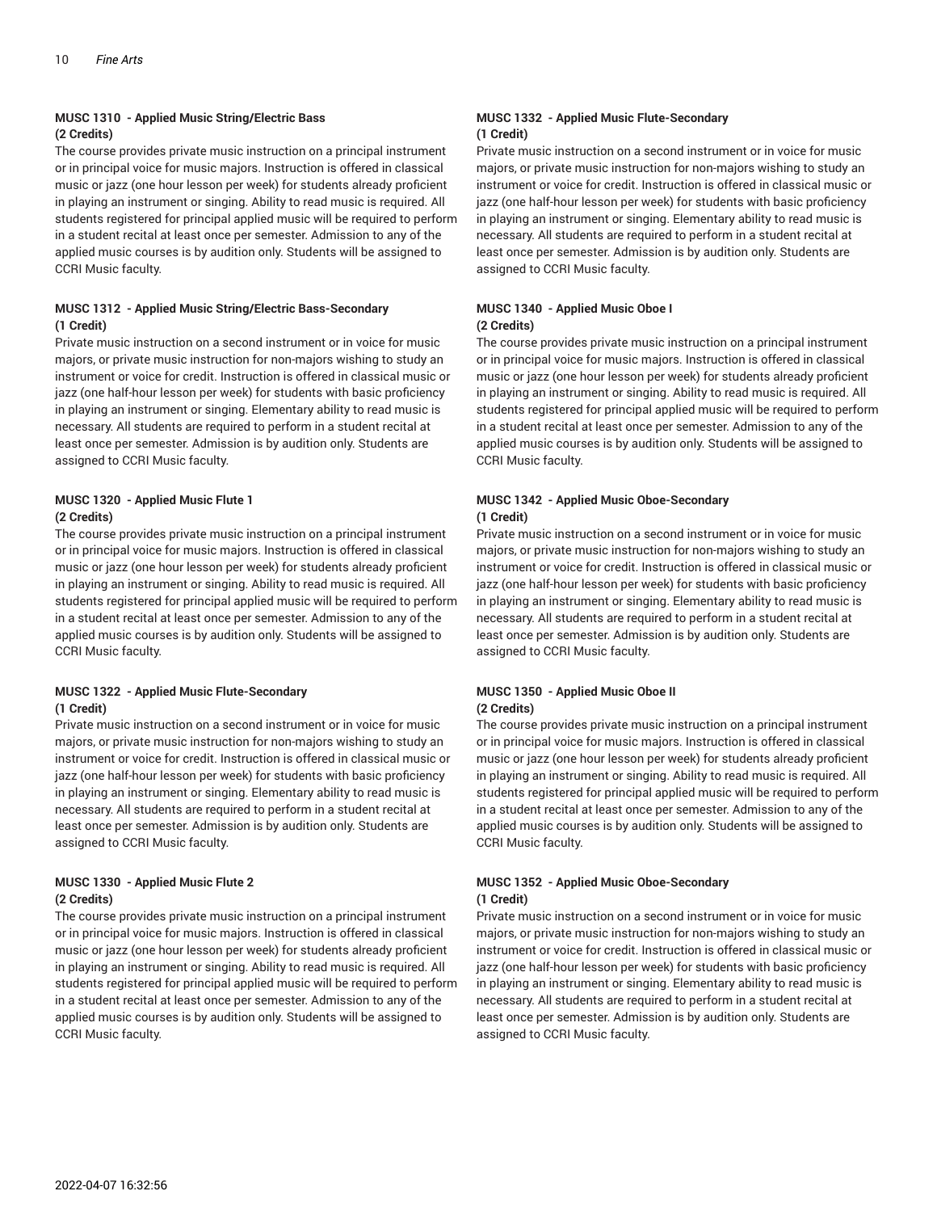### MUSC 1310 - Applied Music String/Electric Bass
**(2 Credits)**

The course provides private music instruction on a principal instrument or in principal voice for music majors. Instruction is offered in classical music or jazz (one hour lesson per week) for students already proficient in playing an instrument or singing. Ability to read music is required. All students registered for principal applied music will be required to perform in a student recital at least once per semester. Admission to any of the applied music courses is by audition only. Students will be assigned to CCRI Music faculty.

### MUSC 1312 - Applied Music String/Electric Bass-Secondary
**(1 Credit)**

Private music instruction on a second instrument or in voice for music majors, or private music instruction for non-majors wishing to study an instrument or voice for credit. Instruction is offered in classical music or jazz (one half-hour lesson per week) for students with basic proficiency in playing an instrument or singing. Elementary ability to read music is necessary. All students are required to perform in a student recital at least once per semester. Admission is by audition only. Students are assigned to CCRI Music faculty.

### MUSC 1320 - Applied Music Flute 1
**(2 Credits)**

The course provides private music instruction on a principal instrument or in principal voice for music majors. Instruction is offered in classical music or jazz (one hour lesson per week) for students already proficient in playing an instrument or singing. Ability to read music is required. All students registered for principal applied music will be required to perform in a student recital at least once per semester. Admission to any of the applied music courses is by audition only. Students will be assigned to CCRI Music faculty.

### MUSC 1322 - Applied Music Flute-Secondary
**(1 Credit)**

Private music instruction on a second instrument or in voice for music majors, or private music instruction for non-majors wishing to study an instrument or voice for credit. Instruction is offered in classical music or jazz (one half-hour lesson per week) for students with basic proficiency in playing an instrument or singing. Elementary ability to read music is necessary. All students are required to perform in a student recital at least once per semester. Admission is by audition only. Students are assigned to CCRI Music faculty.

### MUSC 1330 - Applied Music Flute 2
**(2 Credits)**

The course provides private music instruction on a principal instrument or in principal voice for music majors. Instruction is offered in classical music or jazz (one hour lesson per week) for students already proficient in playing an instrument or singing. Ability to read music is required. All students registered for principal applied music will be required to perform in a student recital at least once per semester. Admission to any of the applied music courses is by audition only. Students will be assigned to CCRI Music faculty.

### MUSC 1332 - Applied Music Flute-Secondary
**(1 Credit)**

Private music instruction on a second instrument or in voice for music majors, or private music instruction for non-majors wishing to study an instrument or voice for credit. Instruction is offered in classical music or jazz (one half-hour lesson per week) for students with basic proficiency in playing an instrument or singing. Elementary ability to read music is necessary. All students are required to perform in a student recital at least once per semester. Admission is by audition only. Students are assigned to CCRI Music faculty.

### MUSC 1340 - Applied Music Oboe I
**(2 Credits)**

The course provides private music instruction on a principal instrument or in principal voice for music majors. Instruction is offered in classical music or jazz (one hour lesson per week) for students already proficient in playing an instrument or singing. Ability to read music is required. All students registered for principal applied music will be required to perform in a student recital at least once per semester. Admission to any of the applied music courses is by audition only. Students will be assigned to CCRI Music faculty.

### MUSC 1342 - Applied Music Oboe-Secondary
**(1 Credit)**

Private music instruction on a second instrument or in voice for music majors, or private music instruction for non-majors wishing to study an instrument or voice for credit. Instruction is offered in classical music or jazz (one half-hour lesson per week) for students with basic proficiency in playing an instrument or singing. Elementary ability to read music is necessary. All students are required to perform in a student recital at least once per semester. Admission is by audition only. Students are assigned to CCRI Music faculty.

### MUSC 1350 - Applied Music Oboe II
**(2 Credits)**

The course provides private music instruction on a principal instrument or in principal voice for music majors. Instruction is offered in classical music or jazz (one hour lesson per week) for students already proficient in playing an instrument or singing. Ability to read music is required. All students registered for principal applied music will be required to perform in a student recital at least once per semester. Admission to any of the applied music courses is by audition only. Students will be assigned to CCRI Music faculty.

### MUSC 1352 - Applied Music Oboe-Secondary
**(1 Credit)**

Private music instruction on a second instrument or in voice for music majors, or private music instruction for non-majors wishing to study an instrument or voice for credit. Instruction is offered in classical music or jazz (one half-hour lesson per week) for students with basic proficiency in playing an instrument or singing. Elementary ability to read music is necessary. All students are required to perform in a student recital at least once per semester. Admission is by audition only. Students are assigned to CCRI Music faculty.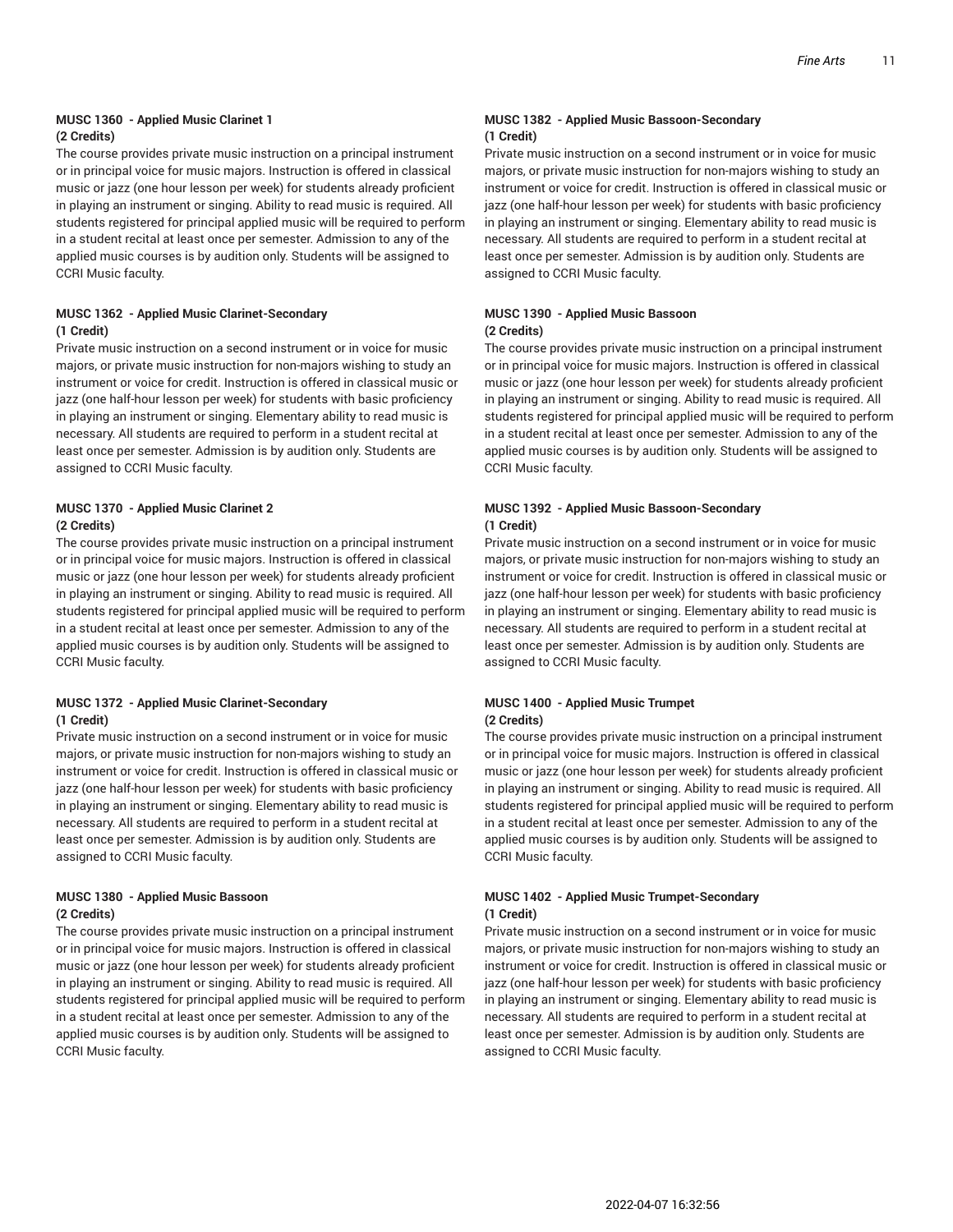**MUSC 1360 - Applied Music Clarinet 1**
**(2 Credits)**

The course provides private music instruction on a principal instrument or in principal voice for music majors. Instruction is offered in classical music or jazz (one hour lesson per week) for students already proficient in playing an instrument or singing. Ability to read music is required. All students registered for principal applied music will be required to perform in a student recital at least once per semester. Admission to any of the applied music courses is by audition only. Students will be assigned to CCRI Music faculty.

**MUSC 1362 - Applied Music Clarinet-Secondary**
**(1 Credit)**

Private music instruction on a second instrument or in voice for music majors, or private music instruction for non-majors wishing to study an instrument or voice for credit. Instruction is offered in classical music or jazz (one half-hour lesson per week) for students with basic proficiency in playing an instrument or singing. Elementary ability to read music is necessary. All students are required to perform in a student recital at least once per semester. Admission is by audition only. Students are assigned to CCRI Music faculty.

**MUSC 1370 - Applied Music Clarinet 2**
**(2 Credits)**

The course provides private music instruction on a principal instrument or in principal voice for music majors. Instruction is offered in classical music or jazz (one hour lesson per week) for students already proficient in playing an instrument or singing. Ability to read music is required. All students registered for principal applied music will be required to perform in a student recital at least once per semester. Admission to any of the applied music courses is by audition only. Students will be assigned to CCRI Music faculty.

**MUSC 1372 - Applied Music Clarinet-Secondary**
**(1 Credit)**

Private music instruction on a second instrument or in voice for music majors, or private music instruction for non-majors wishing to study an instrument or voice for credit. Instruction is offered in classical music or jazz (one half-hour lesson per week) for students with basic proficiency in playing an instrument or singing. Elementary ability to read music is necessary. All students are required to perform in a student recital at least once per semester. Admission is by audition only. Students are assigned to CCRI Music faculty.

**MUSC 1380 - Applied Music Bassoon**
**(2 Credits)**

The course provides private music instruction on a principal instrument or in principal voice for music majors. Instruction is offered in classical music or jazz (one hour lesson per week) for students already proficient in playing an instrument or singing. Ability to read music is required. All students registered for principal applied music will be required to perform in a student recital at least once per semester. Admission to any of the applied music courses is by audition only. Students will be assigned to CCRI Music faculty.

**MUSC 1382 - Applied Music Bassoon-Secondary**
**(1 Credit)**

Private music instruction on a second instrument or in voice for music majors, or private music instruction for non-majors wishing to study an instrument or voice for credit. Instruction is offered in classical music or jazz (one half-hour lesson per week) for students with basic proficiency in playing an instrument or singing. Elementary ability to read music is necessary. All students are required to perform in a student recital at least once per semester. Admission is by audition only. Students are assigned to CCRI Music faculty.

**MUSC 1390 - Applied Music Bassoon**
**(2 Credits)**

The course provides private music instruction on a principal instrument or in principal voice for music majors. Instruction is offered in classical music or jazz (one hour lesson per week) for students already proficient in playing an instrument or singing. Ability to read music is required. All students registered for principal applied music will be required to perform in a student recital at least once per semester. Admission to any of the applied music courses is by audition only. Students will be assigned to CCRI Music faculty.

**MUSC 1392 - Applied Music Bassoon-Secondary**
**(1 Credit)**

Private music instruction on a second instrument or in voice for music majors, or private music instruction for non-majors wishing to study an instrument or voice for credit. Instruction is offered in classical music or jazz (one half-hour lesson per week) for students with basic proficiency in playing an instrument or singing. Elementary ability to read music is necessary. All students are required to perform in a student recital at least once per semester. Admission is by audition only. Students are assigned to CCRI Music faculty.

**MUSC 1400 - Applied Music Trumpet**
**(2 Credits)**

The course provides private music instruction on a principal instrument or in principal voice for music majors. Instruction is offered in classical music or jazz (one hour lesson per week) for students already proficient in playing an instrument or singing. Ability to read music is required. All students registered for principal applied music will be required to perform in a student recital at least once per semester. Admission to any of the applied music courses is by audition only. Students will be assigned to CCRI Music faculty.

**MUSC 1402 - Applied Music Trumpet-Secondary**
**(1 Credit)**

Private music instruction on a second instrument or in voice for music majors, or private music instruction for non-majors wishing to study an instrument or voice for credit. Instruction is offered in classical music or jazz (one half-hour lesson per week) for students with basic proficiency in playing an instrument or singing. Elementary ability to read music is necessary. All students are required to perform in a student recital at least once per semester. Admission is by audition only. Students are assigned to CCRI Music faculty.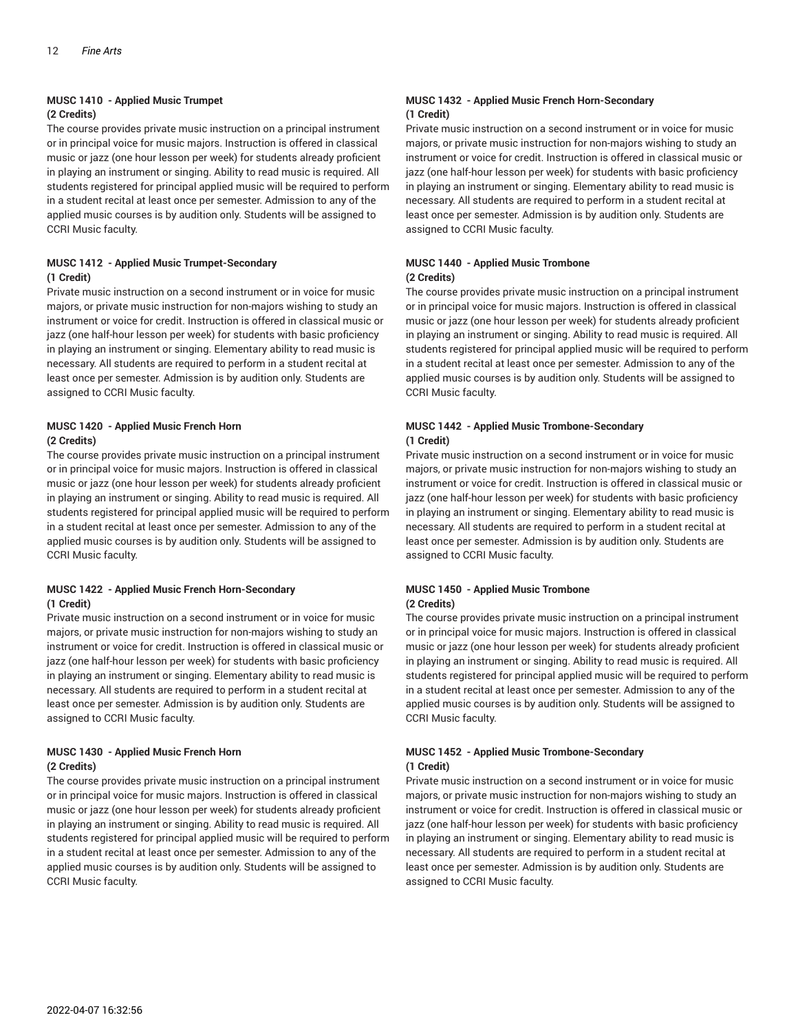#### MUSC 1410 - Applied Music Trumpet
**(2 Credits)**

The course provides private music instruction on a principal instrument or in principal voice for music majors. Instruction is offered in classical music or jazz (one hour lesson per week) for students already proficient in playing an instrument or singing. Ability to read music is required. All students registered for principal applied music will be required to perform in a student recital at least once per semester. Admission to any of the applied music courses is by audition only. Students will be assigned to CCRI Music faculty.

#### MUSC 1412 - Applied Music Trumpet-Secondary
**(1 Credit)**

Private music instruction on a second instrument or in voice for music majors, or private music instruction for non-majors wishing to study an instrument or voice for credit. Instruction is offered in classical music or jazz (one half-hour lesson per week) for students with basic proficiency in playing an instrument or singing. Elementary ability to read music is necessary. All students are required to perform in a student recital at least once per semester. Admission is by audition only. Students are assigned to CCRI Music faculty.

#### MUSC 1420 - Applied Music French Horn
**(2 Credits)**

The course provides private music instruction on a principal instrument or in principal voice for music majors. Instruction is offered in classical music or jazz (one hour lesson per week) for students already proficient in playing an instrument or singing. Ability to read music is required. All students registered for principal applied music will be required to perform in a student recital at least once per semester. Admission to any of the applied music courses is by audition only. Students will be assigned to CCRI Music faculty.

#### MUSC 1422 - Applied Music French Horn-Secondary
**(1 Credit)**

Private music instruction on a second instrument or in voice for music majors, or private music instruction for non-majors wishing to study an instrument or voice for credit. Instruction is offered in classical music or jazz (one half-hour lesson per week) for students with basic proficiency in playing an instrument or singing. Elementary ability to read music is necessary. All students are required to perform in a student recital at least once per semester. Admission is by audition only. Students are assigned to CCRI Music faculty.

#### MUSC 1430 - Applied Music French Horn
**(2 Credits)**

The course provides private music instruction on a principal instrument or in principal voice for music majors. Instruction is offered in classical music or jazz (one hour lesson per week) for students already proficient in playing an instrument or singing. Ability to read music is required. All students registered for principal applied music will be required to perform in a student recital at least once per semester. Admission to any of the applied music courses is by audition only. Students will be assigned to CCRI Music faculty.

#### MUSC 1432 - Applied Music French Horn-Secondary
**(1 Credit)**

Private music instruction on a second instrument or in voice for music majors, or private music instruction for non-majors wishing to study an instrument or voice for credit. Instruction is offered in classical music or jazz (one half-hour lesson per week) for students with basic proficiency in playing an instrument or singing. Elementary ability to read music is necessary. All students are required to perform in a student recital at least once per semester. Admission is by audition only. Students are assigned to CCRI Music faculty.

#### MUSC 1440 - Applied Music Trombone
**(2 Credits)**

The course provides private music instruction on a principal instrument or in principal voice for music majors. Instruction is offered in classical music or jazz (one hour lesson per week) for students already proficient in playing an instrument or singing. Ability to read music is required. All students registered for principal applied music will be required to perform in a student recital at least once per semester. Admission to any of the applied music courses is by audition only. Students will be assigned to CCRI Music faculty.

#### MUSC 1442 - Applied Music Trombone-Secondary
**(1 Credit)**

Private music instruction on a second instrument or in voice for music majors, or private music instruction for non-majors wishing to study an instrument or voice for credit. Instruction is offered in classical music or jazz (one half-hour lesson per week) for students with basic proficiency in playing an instrument or singing. Elementary ability to read music is necessary. All students are required to perform in a student recital at least once per semester. Admission is by audition only. Students are assigned to CCRI Music faculty.

#### MUSC 1450 - Applied Music Trombone
**(2 Credits)**

The course provides private music instruction on a principal instrument or in principal voice for music majors. Instruction is offered in classical music or jazz (one hour lesson per week) for students already proficient in playing an instrument or singing. Ability to read music is required. All students registered for principal applied music will be required to perform in a student recital at least once per semester. Admission to any of the applied music courses is by audition only. Students will be assigned to CCRI Music faculty.

#### MUSC 1452 - Applied Music Trombone-Secondary
**(1 Credit)**

Private music instruction on a second instrument or in voice for music majors, or private music instruction for non-majors wishing to study an instrument or voice for credit. Instruction is offered in classical music or jazz (one half-hour lesson per week) for students with basic proficiency in playing an instrument or singing. Elementary ability to read music is necessary. All students are required to perform in a student recital at least once per semester. Admission is by audition only. Students are assigned to CCRI Music faculty.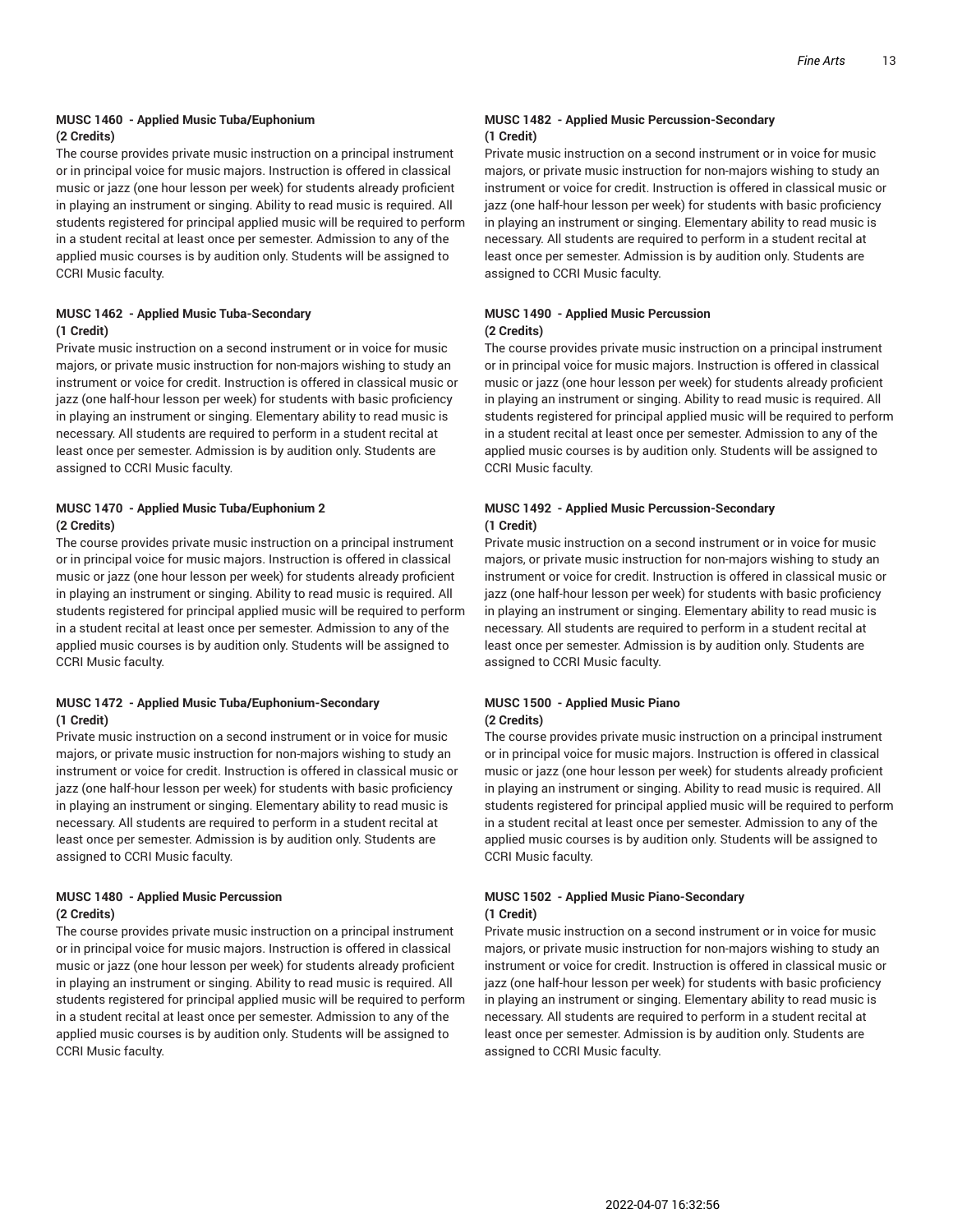**MUSC 1460 - Applied Music Tuba/Euphonium**
**(2 Credits)**

The course provides private music instruction on a principal instrument or in principal voice for music majors. Instruction is offered in classical music or jazz (one hour lesson per week) for students already proficient in playing an instrument or singing. Ability to read music is required. All students registered for principal applied music will be required to perform in a student recital at least once per semester. Admission to any of the applied music courses is by audition only. Students will be assigned to CCRI Music faculty.

**MUSC 1462 - Applied Music Tuba-Secondary**
**(1 Credit)**

Private music instruction on a second instrument or in voice for music majors, or private music instruction for non-majors wishing to study an instrument or voice for credit. Instruction is offered in classical music or jazz (one half-hour lesson per week) for students with basic proficiency in playing an instrument or singing. Elementary ability to read music is necessary. All students are required to perform in a student recital at least once per semester. Admission is by audition only. Students are assigned to CCRI Music faculty.

**MUSC 1470 - Applied Music Tuba/Euphonium 2**
**(2 Credits)**

The course provides private music instruction on a principal instrument or in principal voice for music majors. Instruction is offered in classical music or jazz (one hour lesson per week) for students already proficient in playing an instrument or singing. Ability to read music is required. All students registered for principal applied music will be required to perform in a student recital at least once per semester. Admission to any of the applied music courses is by audition only. Students will be assigned to CCRI Music faculty.

**MUSC 1472 - Applied Music Tuba/Euphonium-Secondary**
**(1 Credit)**

Private music instruction on a second instrument or in voice for music majors, or private music instruction for non-majors wishing to study an instrument or voice for credit. Instruction is offered in classical music or jazz (one half-hour lesson per week) for students with basic proficiency in playing an instrument or singing. Elementary ability to read music is necessary. All students are required to perform in a student recital at least once per semester. Admission is by audition only. Students are assigned to CCRI Music faculty.

**MUSC 1480 - Applied Music Percussion**
**(2 Credits)**

The course provides private music instruction on a principal instrument or in principal voice for music majors. Instruction is offered in classical music or jazz (one hour lesson per week) for students already proficient in playing an instrument or singing. Ability to read music is required. All students registered for principal applied music will be required to perform in a student recital at least once per semester. Admission to any of the applied music courses is by audition only. Students will be assigned to CCRI Music faculty.

**MUSC 1482 - Applied Music Percussion-Secondary**
**(1 Credit)**

Private music instruction on a second instrument or in voice for music majors, or private music instruction for non-majors wishing to study an instrument or voice for credit. Instruction is offered in classical music or jazz (one half-hour lesson per week) for students with basic proficiency in playing an instrument or singing. Elementary ability to read music is necessary. All students are required to perform in a student recital at least once per semester. Admission is by audition only. Students are assigned to CCRI Music faculty.

**MUSC 1490 - Applied Music Percussion**
**(2 Credits)**

The course provides private music instruction on a principal instrument or in principal voice for music majors. Instruction is offered in classical music or jazz (one hour lesson per week) for students already proficient in playing an instrument or singing. Ability to read music is required. All students registered for principal applied music will be required to perform in a student recital at least once per semester. Admission to any of the applied music courses is by audition only. Students will be assigned to CCRI Music faculty.

**MUSC 1492 - Applied Music Percussion-Secondary**
**(1 Credit)**

Private music instruction on a second instrument or in voice for music majors, or private music instruction for non-majors wishing to study an instrument or voice for credit. Instruction is offered in classical music or jazz (one half-hour lesson per week) for students with basic proficiency in playing an instrument or singing. Elementary ability to read music is necessary. All students are required to perform in a student recital at least once per semester. Admission is by audition only. Students are assigned to CCRI Music faculty.

**MUSC 1500 - Applied Music Piano**
**(2 Credits)**

The course provides private music instruction on a principal instrument or in principal voice for music majors. Instruction is offered in classical music or jazz (one hour lesson per week) for students already proficient in playing an instrument or singing. Ability to read music is required. All students registered for principal applied music will be required to perform in a student recital at least once per semester. Admission to any of the applied music courses is by audition only. Students will be assigned to CCRI Music faculty.

**MUSC 1502 - Applied Music Piano-Secondary**
**(1 Credit)**

Private music instruction on a second instrument or in voice for music majors, or private music instruction for non-majors wishing to study an instrument or voice for credit. Instruction is offered in classical music or jazz (one half-hour lesson per week) for students with basic proficiency in playing an instrument or singing. Elementary ability to read music is necessary. All students are required to perform in a student recital at least once per semester. Admission is by audition only. Students are assigned to CCRI Music faculty.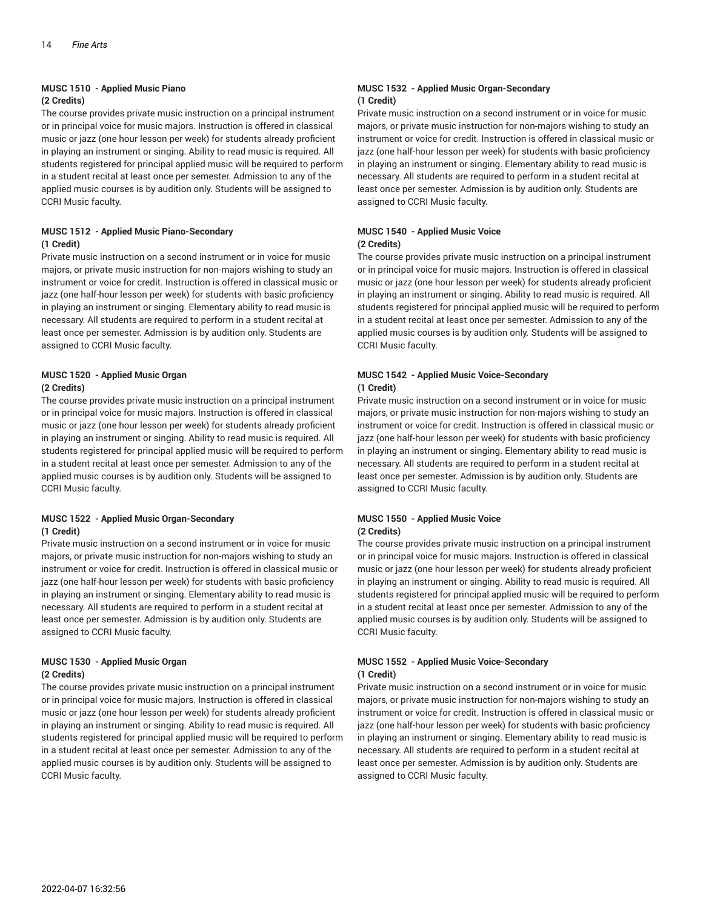### MUSC 1510 - Applied Music Piano
**(2 Credits)**

The course provides private music instruction on a principal instrument or in principal voice for music majors. Instruction is offered in classical music or jazz (one hour lesson per week) for students already proficient in playing an instrument or singing. Ability to read music is required. All students registered for principal applied music will be required to perform in a student recital at least once per semester. Admission to any of the applied music courses is by audition only. Students will be assigned to CCRI Music faculty.

### MUSC 1512 - Applied Music Piano-Secondary
**(1 Credit)**

Private music instruction on a second instrument or in voice for music majors, or private music instruction for non-majors wishing to study an instrument or voice for credit. Instruction is offered in classical music or jazz (one half-hour lesson per week) for students with basic proficiency in playing an instrument or singing. Elementary ability to read music is necessary. All students are required to perform in a student recital at least once per semester. Admission is by audition only. Students are assigned to CCRI Music faculty.

### MUSC 1520 - Applied Music Organ
**(2 Credits)**

The course provides private music instruction on a principal instrument or in principal voice for music majors. Instruction is offered in classical music or jazz (one hour lesson per week) for students already proficient in playing an instrument or singing. Ability to read music is required. All students registered for principal applied music will be required to perform in a student recital at least once per semester. Admission to any of the applied music courses is by audition only. Students will be assigned to CCRI Music faculty.

### MUSC 1522 - Applied Music Organ-Secondary
**(1 Credit)**

Private music instruction on a second instrument or in voice for music majors, or private music instruction for non-majors wishing to study an instrument or voice for credit. Instruction is offered in classical music or jazz (one half-hour lesson per week) for students with basic proficiency in playing an instrument or singing. Elementary ability to read music is necessary. All students are required to perform in a student recital at least once per semester. Admission is by audition only. Students are assigned to CCRI Music faculty.

### MUSC 1530 - Applied Music Organ
**(2 Credits)**

The course provides private music instruction on a principal instrument or in principal voice for music majors. Instruction is offered in classical music or jazz (one hour lesson per week) for students already proficient in playing an instrument or singing. Ability to read music is required. All students registered for principal applied music will be required to perform in a student recital at least once per semester. Admission to any of the applied music courses is by audition only. Students will be assigned to CCRI Music faculty.

### MUSC 1532 - Applied Music Organ-Secondary
**(1 Credit)**

Private music instruction on a second instrument or in voice for music majors, or private music instruction for non-majors wishing to study an instrument or voice for credit. Instruction is offered in classical music or jazz (one half-hour lesson per week) for students with basic proficiency in playing an instrument or singing. Elementary ability to read music is necessary. All students are required to perform in a student recital at least once per semester. Admission is by audition only. Students are assigned to CCRI Music faculty.

### MUSC 1540 - Applied Music Voice
**(2 Credits)**

The course provides private music instruction on a principal instrument or in principal voice for music majors. Instruction is offered in classical music or jazz (one hour lesson per week) for students already proficient in playing an instrument or singing. Ability to read music is required. All students registered for principal applied music will be required to perform in a student recital at least once per semester. Admission to any of the applied music courses is by audition only. Students will be assigned to CCRI Music faculty.

### MUSC 1542 - Applied Music Voice-Secondary
**(1 Credit)**

Private music instruction on a second instrument or in voice for music majors, or private music instruction for non-majors wishing to study an instrument or voice for credit. Instruction is offered in classical music or jazz (one half-hour lesson per week) for students with basic proficiency in playing an instrument or singing. Elementary ability to read music is necessary. All students are required to perform in a student recital at least once per semester. Admission is by audition only. Students are assigned to CCRI Music faculty.

### MUSC 1550 - Applied Music Voice
**(2 Credits)**

The course provides private music instruction on a principal instrument or in principal voice for music majors. Instruction is offered in classical music or jazz (one hour lesson per week) for students already proficient in playing an instrument or singing. Ability to read music is required. All students registered for principal applied music will be required to perform in a student recital at least once per semester. Admission to any of the applied music courses is by audition only. Students will be assigned to CCRI Music faculty.

### MUSC 1552 - Applied Music Voice-Secondary
**(1 Credit)**

Private music instruction on a second instrument or in voice for music majors, or private music instruction for non-majors wishing to study an instrument or voice for credit. Instruction is offered in classical music or jazz (one half-hour lesson per week) for students with basic proficiency in playing an instrument or singing. Elementary ability to read music is necessary. All students are required to perform in a student recital at least once per semester. Admission is by audition only. Students are assigned to CCRI Music faculty.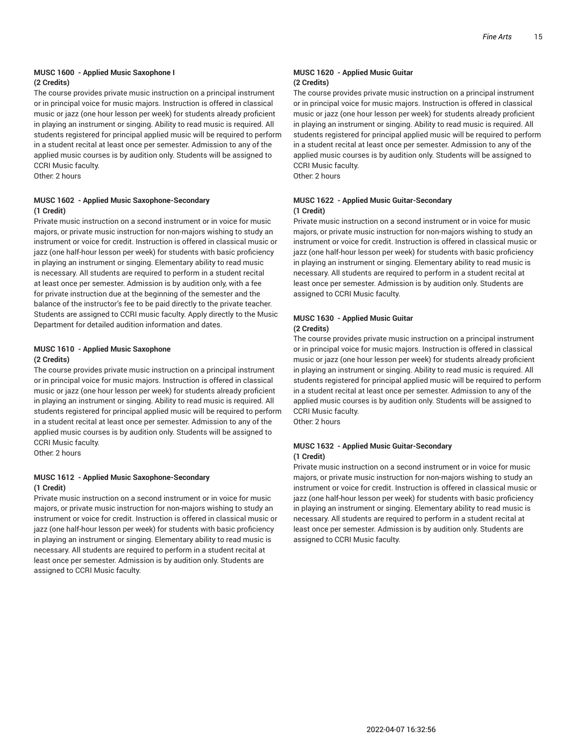### MUSC 1600 - Applied Music Saxophone I
**(2 Credits)**

The course provides private music instruction on a principal instrument or in principal voice for music majors. Instruction is offered in classical music or jazz (one hour lesson per week) for students already proficient in playing an instrument or singing. Ability to read music is required. All students registered for principal applied music will be required to perform in a student recital at least once per semester. Admission to any of the applied music courses is by audition only. Students will be assigned to CCRI Music faculty.
Other: 2 hours

### MUSC 1602 - Applied Music Saxophone-Secondary
**(1 Credit)**

Private music instruction on a second instrument or in voice for music majors, or private music instruction for non-majors wishing to study an instrument or voice for credit. Instruction is offered in classical music or jazz (one half-hour lesson per week) for students with basic proficiency in playing an instrument or singing. Elementary ability to read music is necessary. All students are required to perform in a student recital at least once per semester. Admission is by audition only, with a fee for private instruction due at the beginning of the semester and the balance of the instructor's fee to be paid directly to the private teacher. Students are assigned to CCRI music faculty. Apply directly to the Music Department for detailed audition information and dates.

### MUSC 1610 - Applied Music Saxophone
**(2 Credits)**

The course provides private music instruction on a principal instrument or in principal voice for music majors. Instruction is offered in classical music or jazz (one hour lesson per week) for students already proficient in playing an instrument or singing. Ability to read music is required. All students registered for principal applied music will be required to perform in a student recital at least once per semester. Admission to any of the applied music courses is by audition only. Students will be assigned to CCRI Music faculty.
Other: 2 hours

### MUSC 1612 - Applied Music Saxophone-Secondary
**(1 Credit)**

Private music instruction on a second instrument or in voice for music majors, or private music instruction for non-majors wishing to study an instrument or voice for credit. Instruction is offered in classical music or jazz (one half-hour lesson per week) for students with basic proficiency in playing an instrument or singing. Elementary ability to read music is necessary. All students are required to perform in a student recital at least once per semester. Admission is by audition only. Students are assigned to CCRI Music faculty.

### MUSC 1620 - Applied Music Guitar
**(2 Credits)**

The course provides private music instruction on a principal instrument or in principal voice for music majors. Instruction is offered in classical music or jazz (one hour lesson per week) for students already proficient in playing an instrument or singing. Ability to read music is required. All students registered for principal applied music will be required to perform in a student recital at least once per semester. Admission to any of the applied music courses is by audition only. Students will be assigned to CCRI Music faculty.
Other: 2 hours

### MUSC 1622 - Applied Music Guitar-Secondary
**(1 Credit)**

Private music instruction on a second instrument or in voice for music majors, or private music instruction for non-majors wishing to study an instrument or voice for credit. Instruction is offered in classical music or jazz (one half-hour lesson per week) for students with basic proficiency in playing an instrument or singing. Elementary ability to read music is necessary. All students are required to perform in a student recital at least once per semester. Admission is by audition only. Students are assigned to CCRI Music faculty.

### MUSC 1630 - Applied Music Guitar
**(2 Credits)**

The course provides private music instruction on a principal instrument or in principal voice for music majors. Instruction is offered in classical music or jazz (one hour lesson per week) for students already proficient in playing an instrument or singing. Ability to read music is required. All students registered for principal applied music will be required to perform in a student recital at least once per semester. Admission to any of the applied music courses is by audition only. Students will be assigned to CCRI Music faculty.
Other: 2 hours

### MUSC 1632 - Applied Music Guitar-Secondary
**(1 Credit)**

Private music instruction on a second instrument or in voice for music majors, or private music instruction for non-majors wishing to study an instrument or voice for credit. Instruction is offered in classical music or jazz (one half-hour lesson per week) for students with basic proficiency in playing an instrument or singing. Elementary ability to read music is necessary. All students are required to perform in a student recital at least once per semester. Admission is by audition only. Students are assigned to CCRI Music faculty.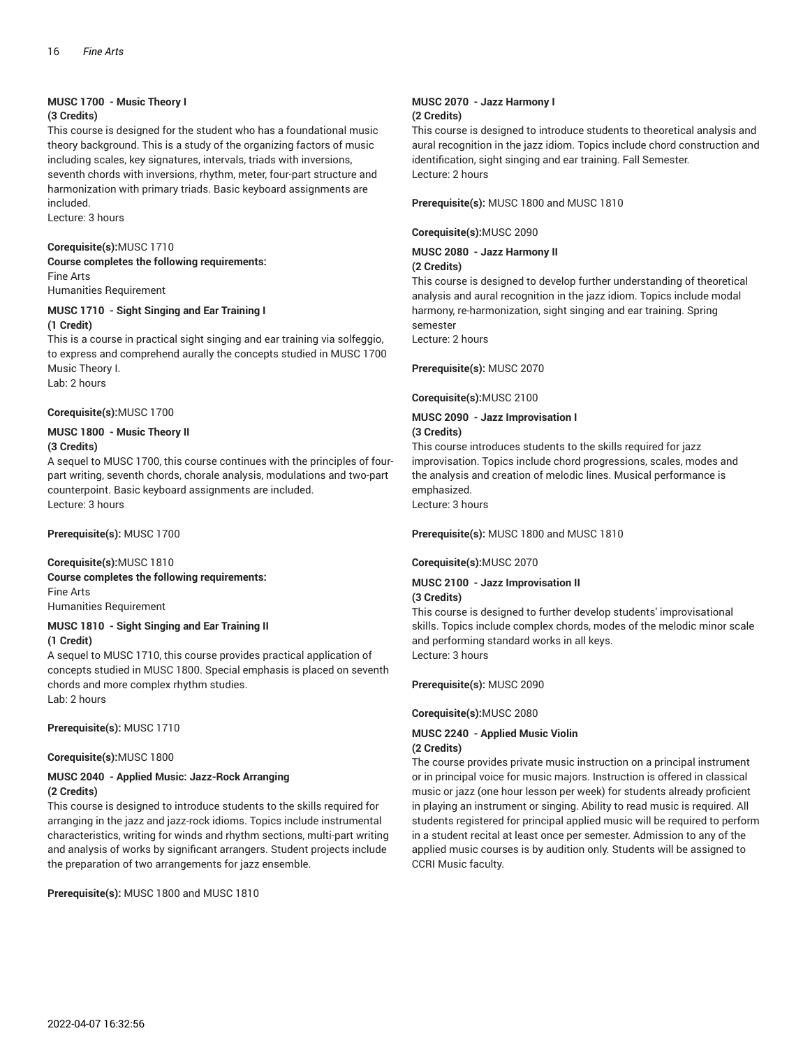### MUSC 1700 - Music Theory I

**(3 Credits)**

This course is designed for the student who has a foundational music theory background. This is a study of the organizing factors of music including scales, key signatures, intervals, triads with inversions, seventh chords with inversions, rhythm, meter, four-part structure and harmonization with primary triads. Basic keyboard assignments are included.
Lecture: 3 hours

**Corequisite(s):**MUSC 1710

**Course completes the following requirements:**
Fine Arts
Humanities Requirement

### MUSC 1710 - Sight Singing and Ear Training I

**(1 Credit)**

This is a course in practical sight singing and ear training via solfeggio, to express and comprehend aurally the concepts studied in MUSC 1700 Music Theory I.
Lab: 2 hours

**Corequisite(s):**MUSC 1700

### MUSC 1800 - Music Theory II

**(3 Credits)**

A sequel to MUSC 1700, this course continues with the principles of four-part writing, seventh chords, chorale analysis, modulations and two-part counterpoint. Basic keyboard assignments are included.
Lecture: 3 hours

**Prerequisite(s):** MUSC 1700

**Corequisite(s):**MUSC 1810

**Course completes the following requirements:**
Fine Arts
Humanities Requirement

### MUSC 1810 - Sight Singing and Ear Training II

**(1 Credit)**

A sequel to MUSC 1710, this course provides practical application of concepts studied in MUSC 1800. Special emphasis is placed on seventh chords and more complex rhythm studies.
Lab: 2 hours

**Prerequisite(s):** MUSC 1710

**Corequisite(s):**MUSC 1800

### MUSC 2040 - Applied Music: Jazz-Rock Arranging

**(2 Credits)**

This course is designed to introduce students to the skills required for arranging in the jazz and jazz-rock idioms. Topics include instrumental characteristics, writing for winds and rhythm sections, multi-part writing and analysis of works by significant arrangers. Student projects include the preparation of two arrangements for jazz ensemble.

**Prerequisite(s):** MUSC 1800 and MUSC 1810

### MUSC 2070 - Jazz Harmony I

**(2 Credits)**

This course is designed to introduce students to theoretical analysis and aural recognition in the jazz idiom. Topics include chord construction and identification, sight singing and ear training. Fall Semester.
Lecture: 2 hours

**Prerequisite(s):** MUSC 1800 and MUSC 1810

**Corequisite(s):**MUSC 2090

### MUSC 2080 - Jazz Harmony II

**(2 Credits)**

This course is designed to develop further understanding of theoretical analysis and aural recognition in the jazz idiom. Topics include modal harmony, re-harmonization, sight singing and ear training. Spring semester
Lecture: 2 hours

**Prerequisite(s):** MUSC 2070

**Corequisite(s):**MUSC 2100

### MUSC 2090 - Jazz Improvisation I

**(3 Credits)**

This course introduces students to the skills required for jazz improvisation. Topics include chord progressions, scales, modes and the analysis and creation of melodic lines. Musical performance is emphasized.
Lecture: 3 hours

**Prerequisite(s):** MUSC 1800 and MUSC 1810

**Corequisite(s):**MUSC 2070

### MUSC 2100 - Jazz Improvisation II

**(3 Credits)**

This course is designed to further develop students' improvisational skills. Topics include complex chords, modes of the melodic minor scale and performing standard works in all keys.
Lecture: 3 hours

**Prerequisite(s):** MUSC 2090

**Corequisite(s):**MUSC 2080

### MUSC 2240 - Applied Music Violin

**(2 Credits)**

The course provides private music instruction on a principal instrument or in principal voice for music majors. Instruction is offered in classical music or jazz (one hour lesson per week) for students already proficient in playing an instrument or singing. Ability to read music is required. All students registered for principal applied music will be required to perform in a student recital at least once per semester. Admission to any of the applied music courses is by audition only. Students will be assigned to CCRI Music faculty.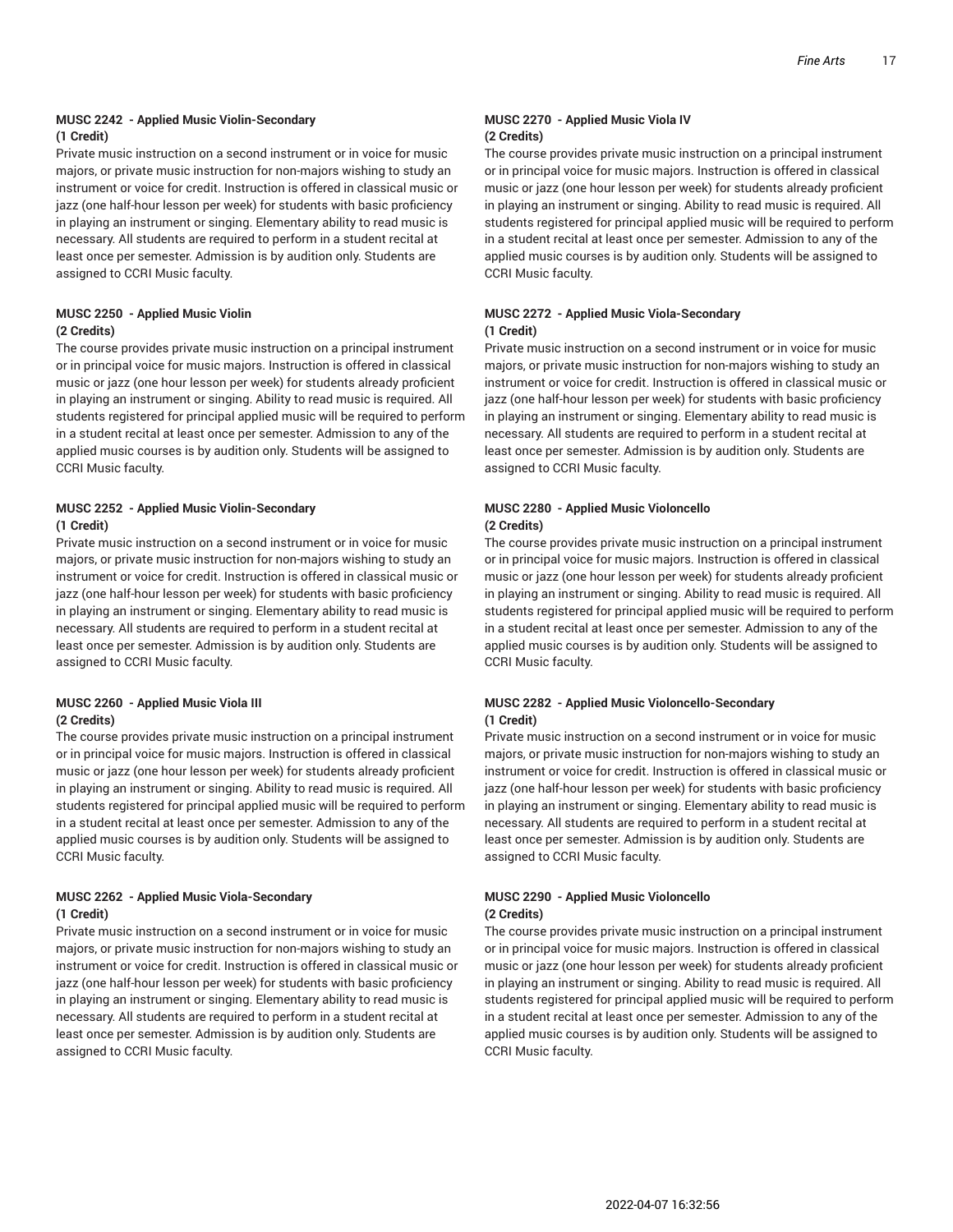### MUSC 2242 - Applied Music Violin-Secondary

**(1 Credit)**

Private music instruction on a second instrument or in voice for music majors, or private music instruction for non-majors wishing to study an instrument or voice for credit. Instruction is offered in classical music or jazz (one half-hour lesson per week) for students with basic proficiency in playing an instrument or singing. Elementary ability to read music is necessary. All students are required to perform in a student recital at least once per semester. Admission is by audition only. Students are assigned to CCRI Music faculty.

### MUSC 2250 - Applied Music Violin

**(2 Credits)**

The course provides private music instruction on a principal instrument or in principal voice for music majors. Instruction is offered in classical music or jazz (one hour lesson per week) for students already proficient in playing an instrument or singing. Ability to read music is required. All students registered for principal applied music will be required to perform in a student recital at least once per semester. Admission to any of the applied music courses is by audition only. Students will be assigned to CCRI Music faculty.

### MUSC 2252 - Applied Music Violin-Secondary

**(1 Credit)**

Private music instruction on a second instrument or in voice for music majors, or private music instruction for non-majors wishing to study an instrument or voice for credit. Instruction is offered in classical music or jazz (one half-hour lesson per week) for students with basic proficiency in playing an instrument or singing. Elementary ability to read music is necessary. All students are required to perform in a student recital at least once per semester. Admission is by audition only. Students are assigned to CCRI Music faculty.

### MUSC 2260 - Applied Music Viola III

**(2 Credits)**

The course provides private music instruction on a principal instrument or in principal voice for music majors. Instruction is offered in classical music or jazz (one hour lesson per week) for students already proficient in playing an instrument or singing. Ability to read music is required. All students registered for principal applied music will be required to perform in a student recital at least once per semester. Admission to any of the applied music courses is by audition only. Students will be assigned to CCRI Music faculty.

### MUSC 2262 - Applied Music Viola-Secondary

**(1 Credit)**

Private music instruction on a second instrument or in voice for music majors, or private music instruction for non-majors wishing to study an instrument or voice for credit. Instruction is offered in classical music or jazz (one half-hour lesson per week) for students with basic proficiency in playing an instrument or singing. Elementary ability to read music is necessary. All students are required to perform in a student recital at least once per semester. Admission is by audition only. Students are assigned to CCRI Music faculty.

### MUSC 2270 - Applied Music Viola IV

**(2 Credits)**

The course provides private music instruction on a principal instrument or in principal voice for music majors. Instruction is offered in classical music or jazz (one hour lesson per week) for students already proficient in playing an instrument or singing. Ability to read music is required. All students registered for principal applied music will be required to perform in a student recital at least once per semester. Admission to any of the applied music courses is by audition only. Students will be assigned to CCRI Music faculty.

### MUSC 2272 - Applied Music Viola-Secondary

**(1 Credit)**

Private music instruction on a second instrument or in voice for music majors, or private music instruction for non-majors wishing to study an instrument or voice for credit. Instruction is offered in classical music or jazz (one half-hour lesson per week) for students with basic proficiency in playing an instrument or singing. Elementary ability to read music is necessary. All students are required to perform in a student recital at least once per semester. Admission is by audition only. Students are assigned to CCRI Music faculty.

### MUSC 2280 - Applied Music Violoncello

**(2 Credits)**

The course provides private music instruction on a principal instrument or in principal voice for music majors. Instruction is offered in classical music or jazz (one hour lesson per week) for students already proficient in playing an instrument or singing. Ability to read music is required. All students registered for principal applied music will be required to perform in a student recital at least once per semester. Admission to any of the applied music courses is by audition only. Students will be assigned to CCRI Music faculty.

### MUSC 2282 - Applied Music Violoncello-Secondary

**(1 Credit)**

Private music instruction on a second instrument or in voice for music majors, or private music instruction for non-majors wishing to study an instrument or voice for credit. Instruction is offered in classical music or jazz (one half-hour lesson per week) for students with basic proficiency in playing an instrument or singing. Elementary ability to read music is necessary. All students are required to perform in a student recital at least once per semester. Admission is by audition only. Students are assigned to CCRI Music faculty.

### MUSC 2290 - Applied Music Violoncello

**(2 Credits)**

The course provides private music instruction on a principal instrument or in principal voice for music majors. Instruction is offered in classical music or jazz (one hour lesson per week) for students already proficient in playing an instrument or singing. Ability to read music is required. All students registered for principal applied music will be required to perform in a student recital at least once per semester. Admission to any of the applied music courses is by audition only. Students will be assigned to CCRI Music faculty.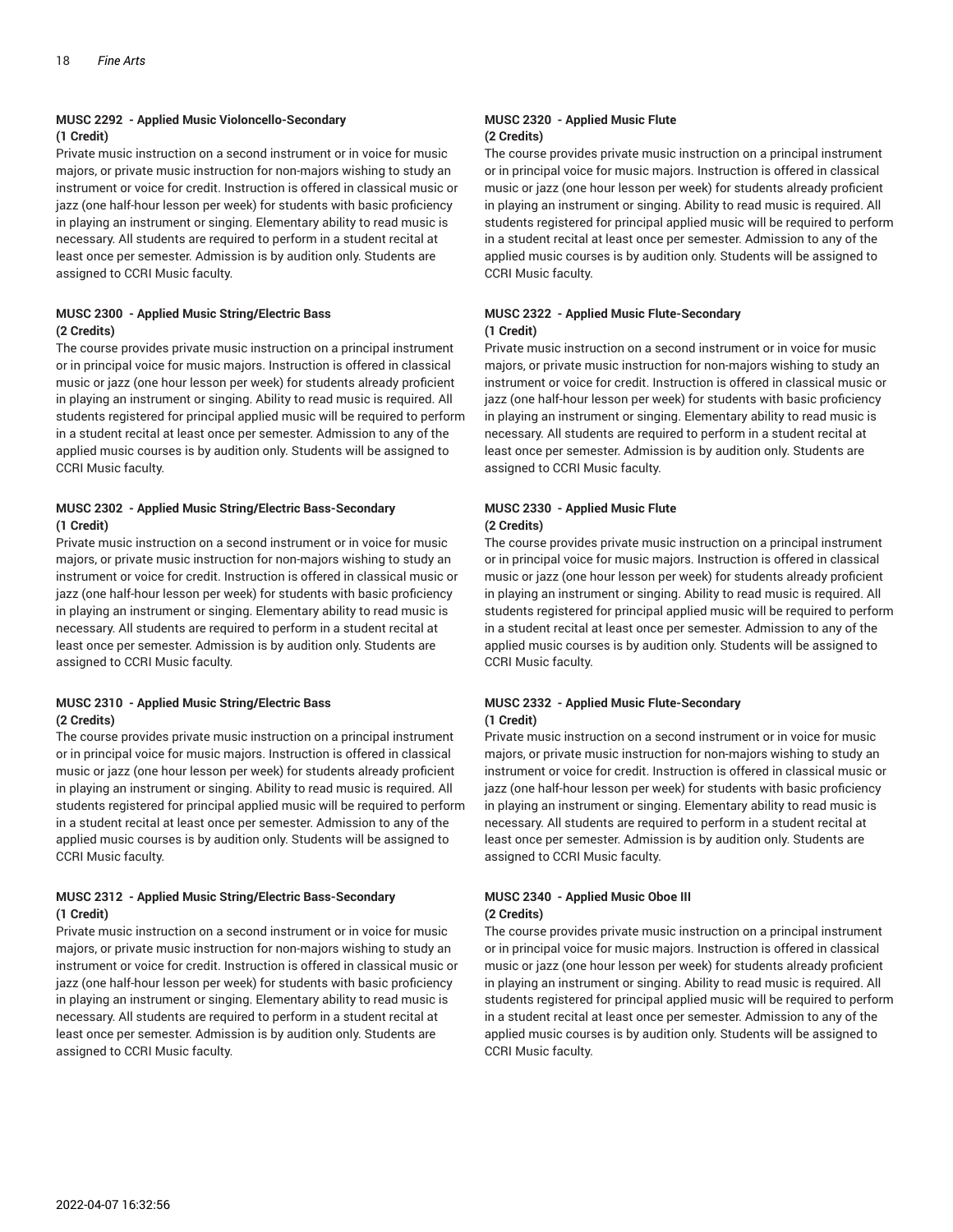#### MUSC 2292 - Applied Music Violoncello-Secondary
**(1 Credit)**

Private music instruction on a second instrument or in voice for music majors, or private music instruction for non-majors wishing to study an instrument or voice for credit. Instruction is offered in classical music or jazz (one half-hour lesson per week) for students with basic proficiency in playing an instrument or singing. Elementary ability to read music is necessary. All students are required to perform in a student recital at least once per semester. Admission is by audition only. Students are assigned to CCRI Music faculty.

#### MUSC 2300 - Applied Music String/Electric Bass
**(2 Credits)**

The course provides private music instruction on a principal instrument or in principal voice for music majors. Instruction is offered in classical music or jazz (one hour lesson per week) for students already proficient in playing an instrument or singing. Ability to read music is required. All students registered for principal applied music will be required to perform in a student recital at least once per semester. Admission to any of the applied music courses is by audition only. Students will be assigned to CCRI Music faculty.

#### MUSC 2302 - Applied Music String/Electric Bass-Secondary
**(1 Credit)**

Private music instruction on a second instrument or in voice for music majors, or private music instruction for non-majors wishing to study an instrument or voice for credit. Instruction is offered in classical music or jazz (one half-hour lesson per week) for students with basic proficiency in playing an instrument or singing. Elementary ability to read music is necessary. All students are required to perform in a student recital at least once per semester. Admission is by audition only. Students are assigned to CCRI Music faculty.

#### MUSC 2310 - Applied Music String/Electric Bass
**(2 Credits)**

The course provides private music instruction on a principal instrument or in principal voice for music majors. Instruction is offered in classical music or jazz (one hour lesson per week) for students already proficient in playing an instrument or singing. Ability to read music is required. All students registered for principal applied music will be required to perform in a student recital at least once per semester. Admission to any of the applied music courses is by audition only. Students will be assigned to CCRI Music faculty.

#### MUSC 2312 - Applied Music String/Electric Bass-Secondary
**(1 Credit)**

Private music instruction on a second instrument or in voice for music majors, or private music instruction for non-majors wishing to study an instrument or voice for credit. Instruction is offered in classical music or jazz (one half-hour lesson per week) for students with basic proficiency in playing an instrument or singing. Elementary ability to read music is necessary. All students are required to perform in a student recital at least once per semester. Admission is by audition only. Students are assigned to CCRI Music faculty.

#### MUSC 2320 - Applied Music Flute
**(2 Credits)**

The course provides private music instruction on a principal instrument or in principal voice for music majors. Instruction is offered in classical music or jazz (one hour lesson per week) for students already proficient in playing an instrument or singing. Ability to read music is required. All students registered for principal applied music will be required to perform in a student recital at least once per semester. Admission to any of the applied music courses is by audition only. Students will be assigned to CCRI Music faculty.

#### MUSC 2322 - Applied Music Flute-Secondary
**(1 Credit)**

Private music instruction on a second instrument or in voice for music majors, or private music instruction for non-majors wishing to study an instrument or voice for credit. Instruction is offered in classical music or jazz (one half-hour lesson per week) for students with basic proficiency in playing an instrument or singing. Elementary ability to read music is necessary. All students are required to perform in a student recital at least once per semester. Admission is by audition only. Students are assigned to CCRI Music faculty.

#### MUSC 2330 - Applied Music Flute
**(2 Credits)**

The course provides private music instruction on a principal instrument or in principal voice for music majors. Instruction is offered in classical music or jazz (one hour lesson per week) for students already proficient in playing an instrument or singing. Ability to read music is required. All students registered for principal applied music will be required to perform in a student recital at least once per semester. Admission to any of the applied music courses is by audition only. Students will be assigned to CCRI Music faculty.

#### MUSC 2332 - Applied Music Flute-Secondary
**(1 Credit)**

Private music instruction on a second instrument or in voice for music majors, or private music instruction for non-majors wishing to study an instrument or voice for credit. Instruction is offered in classical music or jazz (one half-hour lesson per week) for students with basic proficiency in playing an instrument or singing. Elementary ability to read music is necessary. All students are required to perform in a student recital at least once per semester. Admission is by audition only. Students are assigned to CCRI Music faculty.

#### MUSC 2340 - Applied Music Oboe III
**(2 Credits)**

The course provides private music instruction on a principal instrument or in principal voice for music majors. Instruction is offered in classical music or jazz (one hour lesson per week) for students already proficient in playing an instrument or singing. Ability to read music is required. All students registered for principal applied music will be required to perform in a student recital at least once per semester. Admission to any of the applied music courses is by audition only. Students will be assigned to CCRI Music faculty.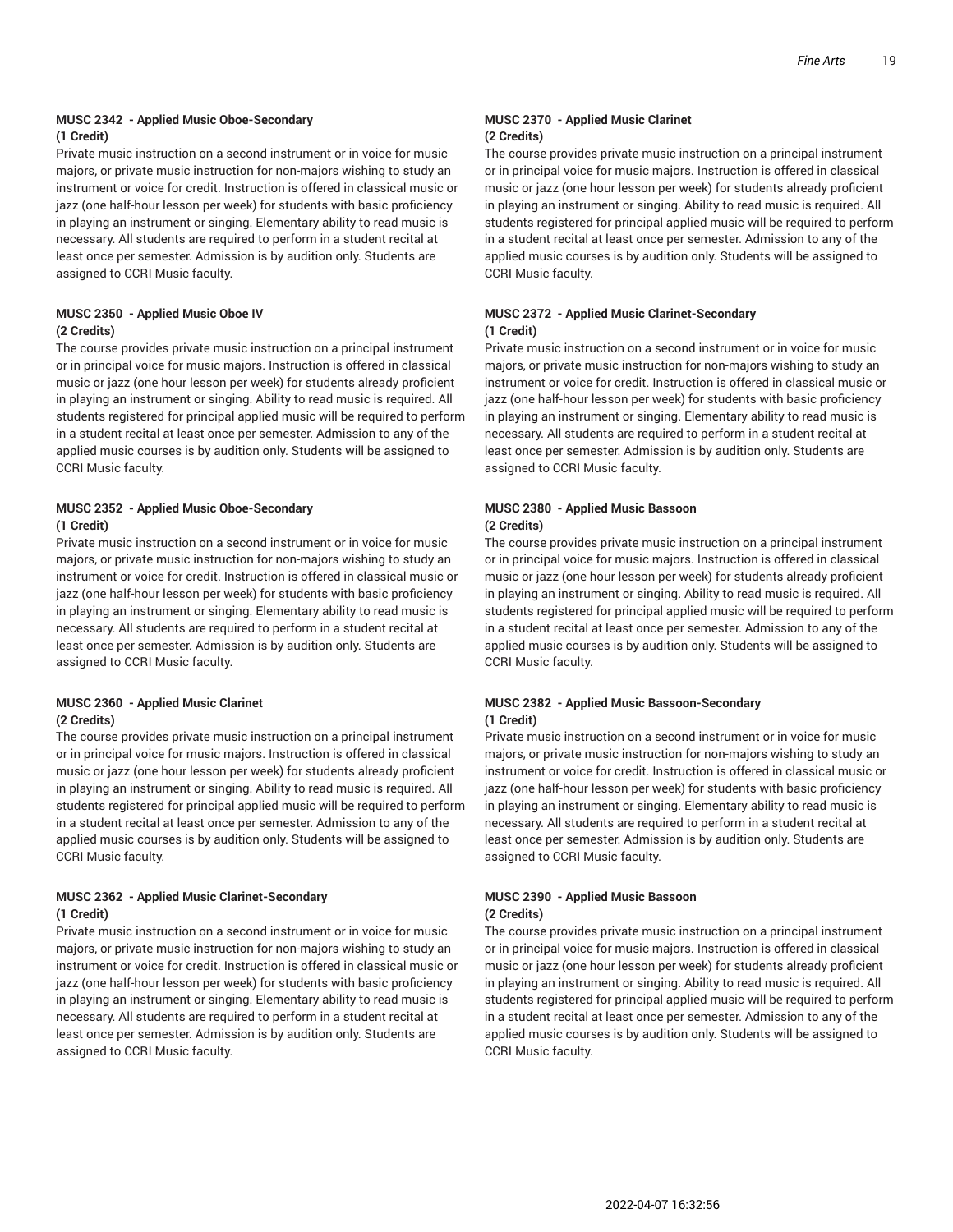**MUSC 2342 - Applied Music Oboe-Secondary**
**(1 Credit)**

Private music instruction on a second instrument or in voice for music majors, or private music instruction for non-majors wishing to study an instrument or voice for credit. Instruction is offered in classical music or jazz (one half-hour lesson per week) for students with basic proficiency in playing an instrument or singing. Elementary ability to read music is necessary. All students are required to perform in a student recital at least once per semester. Admission is by audition only. Students are assigned to CCRI Music faculty.

**MUSC 2350 - Applied Music Oboe IV**
**(2 Credits)**

The course provides private music instruction on a principal instrument or in principal voice for music majors. Instruction is offered in classical music or jazz (one hour lesson per week) for students already proficient in playing an instrument or singing. Ability to read music is required. All students registered for principal applied music will be required to perform in a student recital at least once per semester. Admission to any of the applied music courses is by audition only. Students will be assigned to CCRI Music faculty.

**MUSC 2352 - Applied Music Oboe-Secondary**
**(1 Credit)**

Private music instruction on a second instrument or in voice for music majors, or private music instruction for non-majors wishing to study an instrument or voice for credit. Instruction is offered in classical music or jazz (one half-hour lesson per week) for students with basic proficiency in playing an instrument or singing. Elementary ability to read music is necessary. All students are required to perform in a student recital at least once per semester. Admission is by audition only. Students are assigned to CCRI Music faculty.

**MUSC 2360 - Applied Music Clarinet**
**(2 Credits)**

The course provides private music instruction on a principal instrument or in principal voice for music majors. Instruction is offered in classical music or jazz (one hour lesson per week) for students already proficient in playing an instrument or singing. Ability to read music is required. All students registered for principal applied music will be required to perform in a student recital at least once per semester. Admission to any of the applied music courses is by audition only. Students will be assigned to CCRI Music faculty.

**MUSC 2362 - Applied Music Clarinet-Secondary**
**(1 Credit)**

Private music instruction on a second instrument or in voice for music majors, or private music instruction for non-majors wishing to study an instrument or voice for credit. Instruction is offered in classical music or jazz (one half-hour lesson per week) for students with basic proficiency in playing an instrument or singing. Elementary ability to read music is necessary. All students are required to perform in a student recital at least once per semester. Admission is by audition only. Students are assigned to CCRI Music faculty.

**MUSC 2370 - Applied Music Clarinet**
**(2 Credits)**

The course provides private music instruction on a principal instrument or in principal voice for music majors. Instruction is offered in classical music or jazz (one hour lesson per week) for students already proficient in playing an instrument or singing. Ability to read music is required. All students registered for principal applied music will be required to perform in a student recital at least once per semester. Admission to any of the applied music courses is by audition only. Students will be assigned to CCRI Music faculty.

**MUSC 2372 - Applied Music Clarinet-Secondary**
**(1 Credit)**

Private music instruction on a second instrument or in voice for music majors, or private music instruction for non-majors wishing to study an instrument or voice for credit. Instruction is offered in classical music or jazz (one half-hour lesson per week) for students with basic proficiency in playing an instrument or singing. Elementary ability to read music is necessary. All students are required to perform in a student recital at least once per semester. Admission is by audition only. Students are assigned to CCRI Music faculty.

**MUSC 2380 - Applied Music Bassoon**
**(2 Credits)**

The course provides private music instruction on a principal instrument or in principal voice for music majors. Instruction is offered in classical music or jazz (one hour lesson per week) for students already proficient in playing an instrument or singing. Ability to read music is required. All students registered for principal applied music will be required to perform in a student recital at least once per semester. Admission to any of the applied music courses is by audition only. Students will be assigned to CCRI Music faculty.

**MUSC 2382 - Applied Music Bassoon-Secondary**
**(1 Credit)**

Private music instruction on a second instrument or in voice for music majors, or private music instruction for non-majors wishing to study an instrument or voice for credit. Instruction is offered in classical music or jazz (one half-hour lesson per week) for students with basic proficiency in playing an instrument or singing. Elementary ability to read music is necessary. All students are required to perform in a student recital at least once per semester. Admission is by audition only. Students are assigned to CCRI Music faculty.

**MUSC 2390 - Applied Music Bassoon**
**(2 Credits)**

The course provides private music instruction on a principal instrument or in principal voice for music majors. Instruction is offered in classical music or jazz (one hour lesson per week) for students already proficient in playing an instrument or singing. Ability to read music is required. All students registered for principal applied music will be required to perform in a student recital at least once per semester. Admission to any of the applied music courses is by audition only. Students will be assigned to CCRI Music faculty.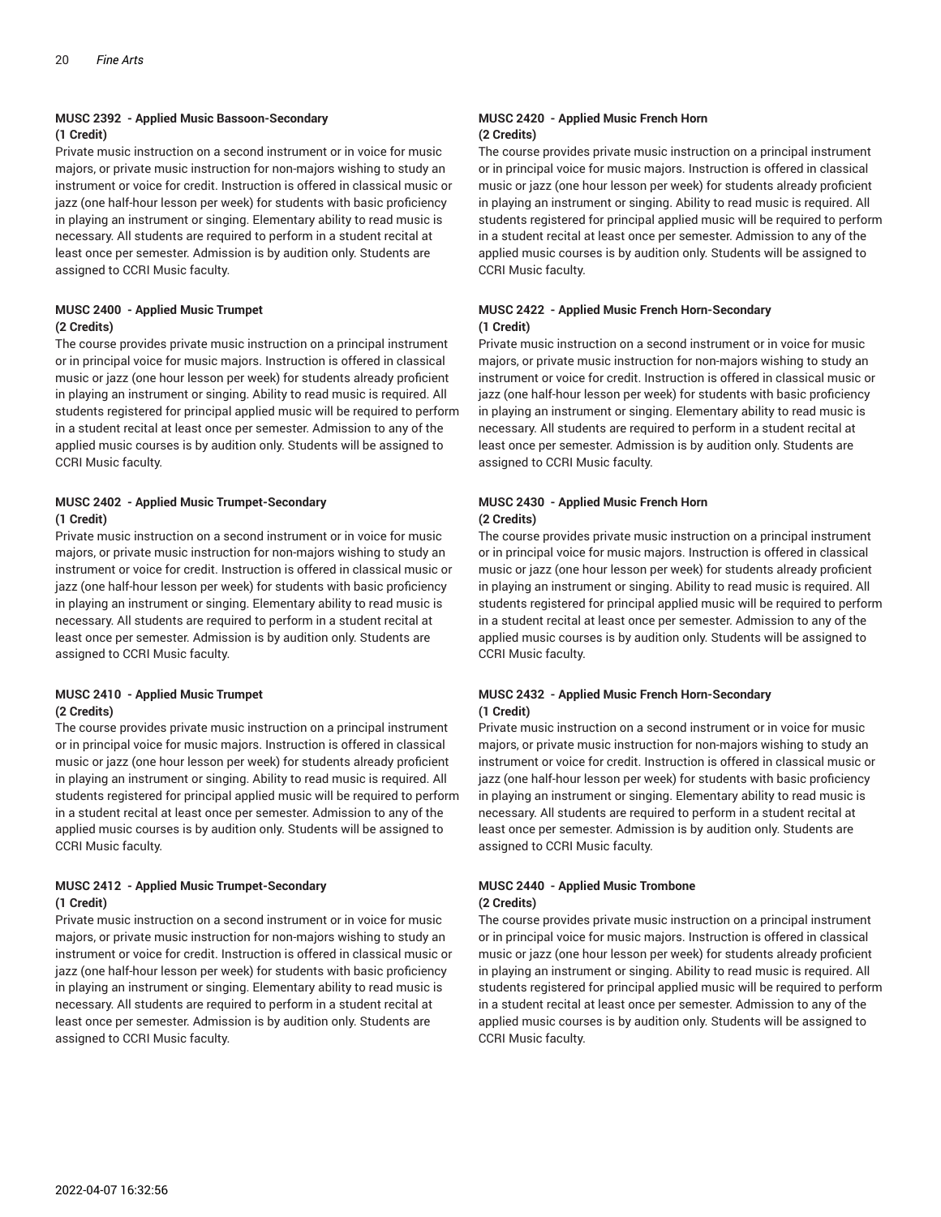**MUSC 2392 - Applied Music Bassoon-Secondary**
**(1 Credit)**

Private music instruction on a second instrument or in voice for music majors, or private music instruction for non-majors wishing to study an instrument or voice for credit. Instruction is offered in classical music or jazz (one half-hour lesson per week) for students with basic proficiency in playing an instrument or singing. Elementary ability to read music is necessary. All students are required to perform in a student recital at least once per semester. Admission is by audition only. Students are assigned to CCRI Music faculty.

**MUSC 2400 - Applied Music Trumpet**
**(2 Credits)**

The course provides private music instruction on a principal instrument or in principal voice for music majors. Instruction is offered in classical music or jazz (one hour lesson per week) for students already proficient in playing an instrument or singing. Ability to read music is required. All students registered for principal applied music will be required to perform in a student recital at least once per semester. Admission to any of the applied music courses is by audition only. Students will be assigned to CCRI Music faculty.

**MUSC 2402 - Applied Music Trumpet-Secondary**
**(1 Credit)**

Private music instruction on a second instrument or in voice for music majors, or private music instruction for non-majors wishing to study an instrument or voice for credit. Instruction is offered in classical music or jazz (one half-hour lesson per week) for students with basic proficiency in playing an instrument or singing. Elementary ability to read music is necessary. All students are required to perform in a student recital at least once per semester. Admission is by audition only. Students are assigned to CCRI Music faculty.

**MUSC 2410 - Applied Music Trumpet**
**(2 Credits)**

The course provides private music instruction on a principal instrument or in principal voice for music majors. Instruction is offered in classical music or jazz (one hour lesson per week) for students already proficient in playing an instrument or singing. Ability to read music is required. All students registered for principal applied music will be required to perform in a student recital at least once per semester. Admission to any of the applied music courses is by audition only. Students will be assigned to CCRI Music faculty.

**MUSC 2412 - Applied Music Trumpet-Secondary**
**(1 Credit)**

Private music instruction on a second instrument or in voice for music majors, or private music instruction for non-majors wishing to study an instrument or voice for credit. Instruction is offered in classical music or jazz (one half-hour lesson per week) for students with basic proficiency in playing an instrument or singing. Elementary ability to read music is necessary. All students are required to perform in a student recital at least once per semester. Admission is by audition only. Students are assigned to CCRI Music faculty.

**MUSC 2420 - Applied Music French Horn**
**(2 Credits)**

The course provides private music instruction on a principal instrument or in principal voice for music majors. Instruction is offered in classical music or jazz (one hour lesson per week) for students already proficient in playing an instrument or singing. Ability to read music is required. All students registered for principal applied music will be required to perform in a student recital at least once per semester. Admission to any of the applied music courses is by audition only. Students will be assigned to CCRI Music faculty.

**MUSC 2422 - Applied Music French Horn-Secondary**
**(1 Credit)**

Private music instruction on a second instrument or in voice for music majors, or private music instruction for non-majors wishing to study an instrument or voice for credit. Instruction is offered in classical music or jazz (one half-hour lesson per week) for students with basic proficiency in playing an instrument or singing. Elementary ability to read music is necessary. All students are required to perform in a student recital at least once per semester. Admission is by audition only. Students are assigned to CCRI Music faculty.

**MUSC 2430 - Applied Music French Horn**
**(2 Credits)**

The course provides private music instruction on a principal instrument or in principal voice for music majors. Instruction is offered in classical music or jazz (one hour lesson per week) for students already proficient in playing an instrument or singing. Ability to read music is required. All students registered for principal applied music will be required to perform in a student recital at least once per semester. Admission to any of the applied music courses is by audition only. Students will be assigned to CCRI Music faculty.

**MUSC 2432 - Applied Music French Horn-Secondary**
**(1 Credit)**

Private music instruction on a second instrument or in voice for music majors, or private music instruction for non-majors wishing to study an instrument or voice for credit. Instruction is offered in classical music or jazz (one half-hour lesson per week) for students with basic proficiency in playing an instrument or singing. Elementary ability to read music is necessary. All students are required to perform in a student recital at least once per semester. Admission is by audition only. Students are assigned to CCRI Music faculty.

**MUSC 2440 - Applied Music Trombone**
**(2 Credits)**

The course provides private music instruction on a principal instrument or in principal voice for music majors. Instruction is offered in classical music or jazz (one hour lesson per week) for students already proficient in playing an instrument or singing. Ability to read music is required. All students registered for principal applied music will be required to perform in a student recital at least once per semester. Admission to any of the applied music courses is by audition only. Students will be assigned to CCRI Music faculty.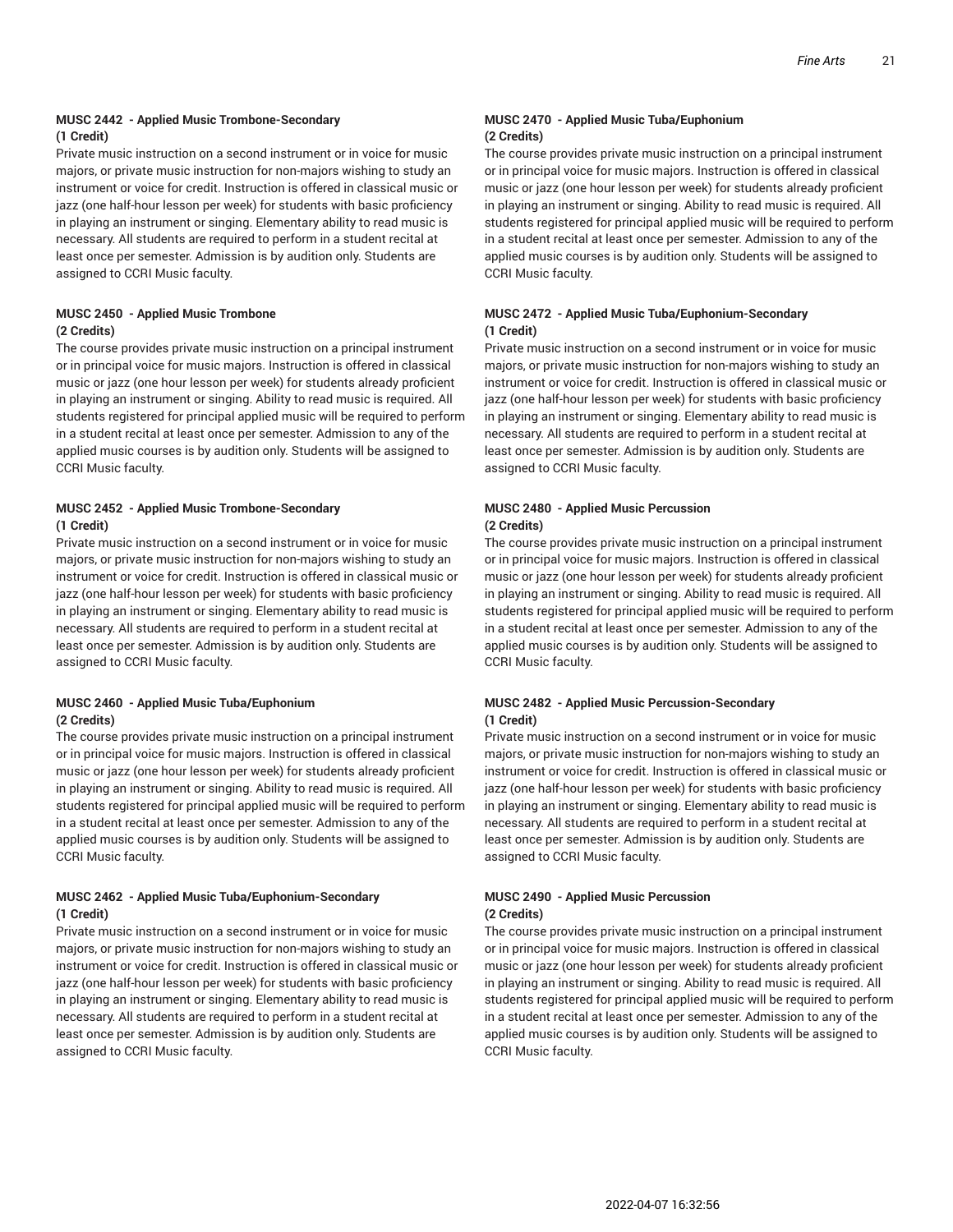**MUSC 2442 - Applied Music Trombone-Secondary**
**(1 Credit)**
Private music instruction on a second instrument or in voice for music majors, or private music instruction for non-majors wishing to study an instrument or voice for credit. Instruction is offered in classical music or jazz (one half-hour lesson per week) for students with basic proficiency in playing an instrument or singing. Elementary ability to read music is necessary. All students are required to perform in a student recital at least once per semester. Admission is by audition only. Students are assigned to CCRI Music faculty.

**MUSC 2450 - Applied Music Trombone**
**(2 Credits)**
The course provides private music instruction on a principal instrument or in principal voice for music majors. Instruction is offered in classical music or jazz (one hour lesson per week) for students already proficient in playing an instrument or singing. Ability to read music is required. All students registered for principal applied music will be required to perform in a student recital at least once per semester. Admission to any of the applied music courses is by audition only. Students will be assigned to CCRI Music faculty.

**MUSC 2452 - Applied Music Trombone-Secondary**
**(1 Credit)**
Private music instruction on a second instrument or in voice for music majors, or private music instruction for non-majors wishing to study an instrument or voice for credit. Instruction is offered in classical music or jazz (one half-hour lesson per week) for students with basic proficiency in playing an instrument or singing. Elementary ability to read music is necessary. All students are required to perform in a student recital at least once per semester. Admission is by audition only. Students are assigned to CCRI Music faculty.

**MUSC 2460 - Applied Music Tuba/Euphonium**
**(2 Credits)**
The course provides private music instruction on a principal instrument or in principal voice for music majors. Instruction is offered in classical music or jazz (one hour lesson per week) for students already proficient in playing an instrument or singing. Ability to read music is required. All students registered for principal applied music will be required to perform in a student recital at least once per semester. Admission to any of the applied music courses is by audition only. Students will be assigned to CCRI Music faculty.

**MUSC 2462 - Applied Music Tuba/Euphonium-Secondary**
**(1 Credit)**
Private music instruction on a second instrument or in voice for music majors, or private music instruction for non-majors wishing to study an instrument or voice for credit. Instruction is offered in classical music or jazz (one half-hour lesson per week) for students with basic proficiency in playing an instrument or singing. Elementary ability to read music is necessary. All students are required to perform in a student recital at least once per semester. Admission is by audition only. Students are assigned to CCRI Music faculty.

**MUSC 2470 - Applied Music Tuba/Euphonium**
**(2 Credits)**
The course provides private music instruction on a principal instrument or in principal voice for music majors. Instruction is offered in classical music or jazz (one hour lesson per week) for students already proficient in playing an instrument or singing. Ability to read music is required. All students registered for principal applied music will be required to perform in a student recital at least once per semester. Admission to any of the applied music courses is by audition only. Students will be assigned to CCRI Music faculty.

**MUSC 2472 - Applied Music Tuba/Euphonium-Secondary**
**(1 Credit)**
Private music instruction on a second instrument or in voice for music majors, or private music instruction for non-majors wishing to study an instrument or voice for credit. Instruction is offered in classical music or jazz (one half-hour lesson per week) for students with basic proficiency in playing an instrument or singing. Elementary ability to read music is necessary. All students are required to perform in a student recital at least once per semester. Admission is by audition only. Students are assigned to CCRI Music faculty.

**MUSC 2480 - Applied Music Percussion**
**(2 Credits)**
The course provides private music instruction on a principal instrument or in principal voice for music majors. Instruction is offered in classical music or jazz (one hour lesson per week) for students already proficient in playing an instrument or singing. Ability to read music is required. All students registered for principal applied music will be required to perform in a student recital at least once per semester. Admission to any of the applied music courses is by audition only. Students will be assigned to CCRI Music faculty.

**MUSC 2482 - Applied Music Percussion-Secondary**
**(1 Credit)**
Private music instruction on a second instrument or in voice for music majors, or private music instruction for non-majors wishing to study an instrument or voice for credit. Instruction is offered in classical music or jazz (one half-hour lesson per week) for students with basic proficiency in playing an instrument or singing. Elementary ability to read music is necessary. All students are required to perform in a student recital at least once per semester. Admission is by audition only. Students are assigned to CCRI Music faculty.

**MUSC 2490 - Applied Music Percussion**
**(2 Credits)**
The course provides private music instruction on a principal instrument or in principal voice for music majors. Instruction is offered in classical music or jazz (one hour lesson per week) for students already proficient in playing an instrument or singing. Ability to read music is required. All students registered for principal applied music will be required to perform in a student recital at least once per semester. Admission to any of the applied music courses is by audition only. Students will be assigned to CCRI Music faculty.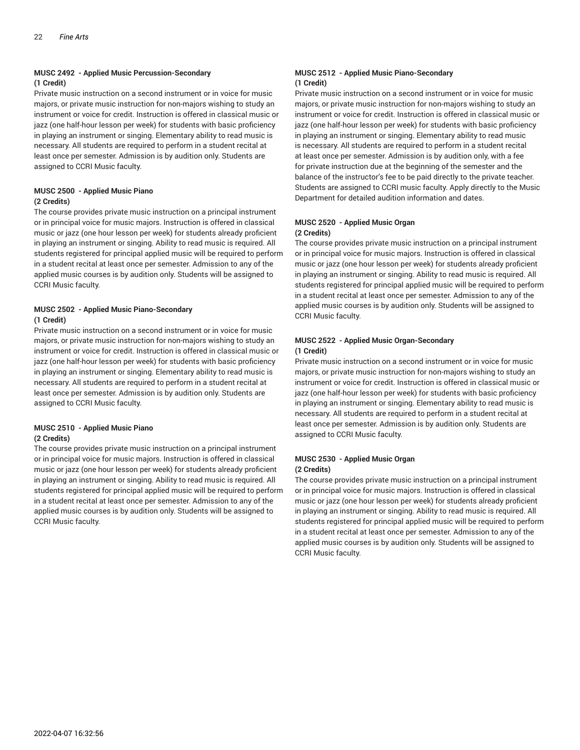### MUSC 2492 - Applied Music Percussion-Secondary
**(1 Credit)**

Private music instruction on a second instrument or in voice for music majors, or private music instruction for non-majors wishing to study an instrument or voice for credit. Instruction is offered in classical music or jazz (one half-hour lesson per week) for students with basic proficiency in playing an instrument or singing. Elementary ability to read music is necessary. All students are required to perform in a student recital at least once per semester. Admission is by audition only. Students are assigned to CCRI Music faculty.

### MUSC 2500 - Applied Music Piano
**(2 Credits)**

The course provides private music instruction on a principal instrument or in principal voice for music majors. Instruction is offered in classical music or jazz (one hour lesson per week) for students already proficient in playing an instrument or singing. Ability to read music is required. All students registered for principal applied music will be required to perform in a student recital at least once per semester. Admission to any of the applied music courses is by audition only. Students will be assigned to CCRI Music faculty.

### MUSC 2502 - Applied Music Piano-Secondary
**(1 Credit)**

Private music instruction on a second instrument or in voice for music majors, or private music instruction for non-majors wishing to study an instrument or voice for credit. Instruction is offered in classical music or jazz (one half-hour lesson per week) for students with basic proficiency in playing an instrument or singing. Elementary ability to read music is necessary. All students are required to perform in a student recital at least once per semester. Admission is by audition only. Students are assigned to CCRI Music faculty.

### MUSC 2510 - Applied Music Piano
**(2 Credits)**

The course provides private music instruction on a principal instrument or in principal voice for music majors. Instruction is offered in classical music or jazz (one hour lesson per week) for students already proficient in playing an instrument or singing. Ability to read music is required. All students registered for principal applied music will be required to perform in a student recital at least once per semester. Admission to any of the applied music courses is by audition only. Students will be assigned to CCRI Music faculty.

### MUSC 2512 - Applied Music Piano-Secondary
**(1 Credit)**

Private music instruction on a second instrument or in voice for music majors, or private music instruction for non-majors wishing to study an instrument or voice for credit. Instruction is offered in classical music or jazz (one half-hour lesson per week) for students with basic proficiency in playing an instrument or singing. Elementary ability to read music is necessary. All students are required to perform in a student recital at least once per semester. Admission is by audition only, with a fee for private instruction due at the beginning of the semester and the balance of the instructor's fee to be paid directly to the private teacher. Students are assigned to CCRI music faculty. Apply directly to the Music Department for detailed audition information and dates.

### MUSC 2520 - Applied Music Organ
**(2 Credits)**

The course provides private music instruction on a principal instrument or in principal voice for music majors. Instruction is offered in classical music or jazz (one hour lesson per week) for students already proficient in playing an instrument or singing. Ability to read music is required. All students registered for principal applied music will be required to perform in a student recital at least once per semester. Admission to any of the applied music courses is by audition only. Students will be assigned to CCRI Music faculty.

### MUSC 2522 - Applied Music Organ-Secondary
**(1 Credit)**

Private music instruction on a second instrument or in voice for music majors, or private music instruction for non-majors wishing to study an instrument or voice for credit. Instruction is offered in classical music or jazz (one half-hour lesson per week) for students with basic proficiency in playing an instrument or singing. Elementary ability to read music is necessary. All students are required to perform in a student recital at least once per semester. Admission is by audition only. Students are assigned to CCRI Music faculty.

### MUSC 2530 - Applied Music Organ
**(2 Credits)**

The course provides private music instruction on a principal instrument or in principal voice for music majors. Instruction is offered in classical music or jazz (one hour lesson per week) for students already proficient in playing an instrument or singing. Ability to read music is required. All students registered for principal applied music will be required to perform in a student recital at least once per semester. Admission to any of the applied music courses is by audition only. Students will be assigned to CCRI Music faculty.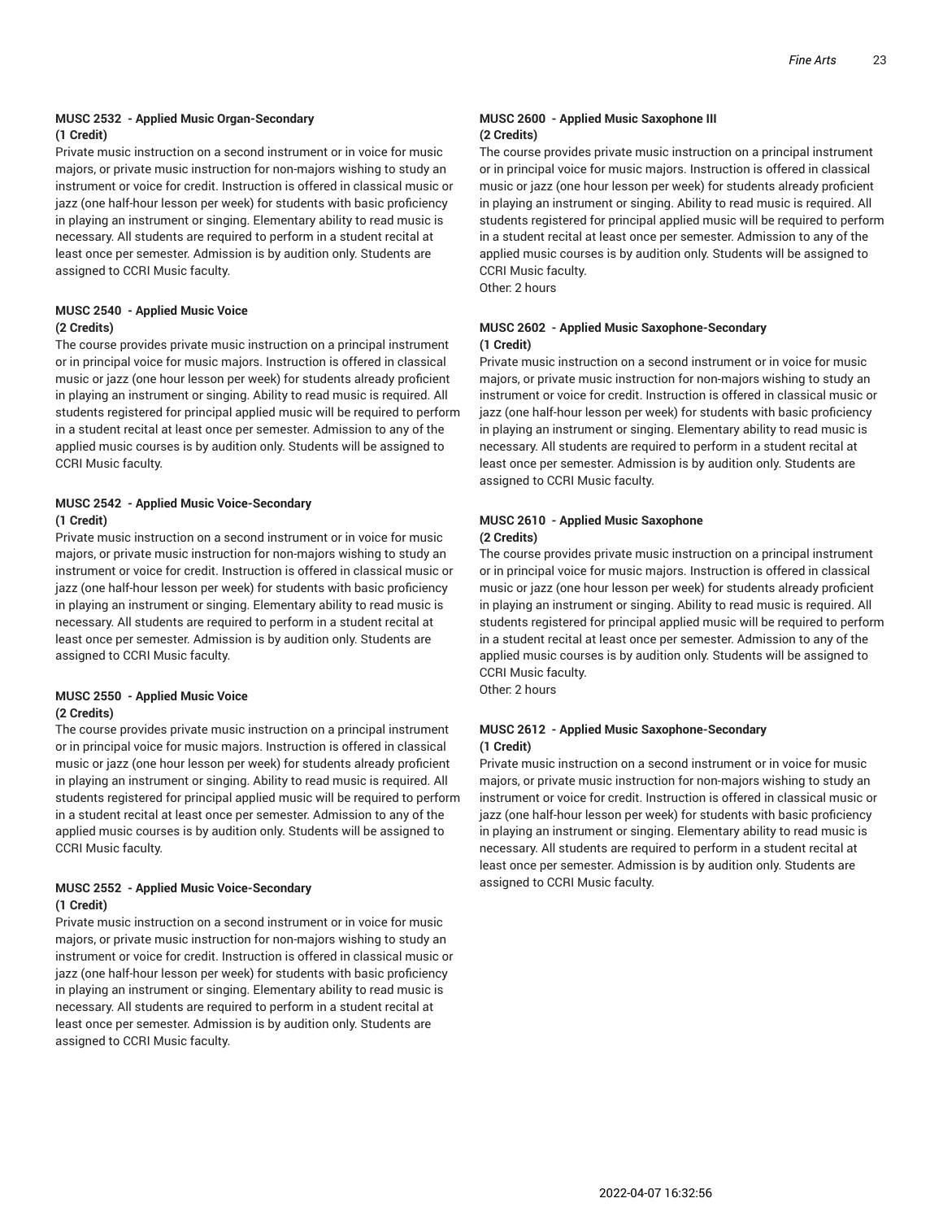**MUSC 2532 - Applied Music Organ-Secondary**
**(1 Credit)**

Private music instruction on a second instrument or in voice for music majors, or private music instruction for non-majors wishing to study an instrument or voice for credit. Instruction is offered in classical music or jazz (one half-hour lesson per week) for students with basic proficiency in playing an instrument or singing. Elementary ability to read music is necessary. All students are required to perform in a student recital at least once per semester. Admission is by audition only. Students are assigned to CCRI Music faculty.

**MUSC 2540 - Applied Music Voice**
**(2 Credits)**

The course provides private music instruction on a principal instrument or in principal voice for music majors. Instruction is offered in classical music or jazz (one hour lesson per week) for students already proficient in playing an instrument or singing. Ability to read music is required. All students registered for principal applied music will be required to perform in a student recital at least once per semester. Admission to any of the applied music courses is by audition only. Students will be assigned to CCRI Music faculty.

**MUSC 2542 - Applied Music Voice-Secondary**
**(1 Credit)**

Private music instruction on a second instrument or in voice for music majors, or private music instruction for non-majors wishing to study an instrument or voice for credit. Instruction is offered in classical music or jazz (one half-hour lesson per week) for students with basic proficiency in playing an instrument or singing. Elementary ability to read music is necessary. All students are required to perform in a student recital at least once per semester. Admission is by audition only. Students are assigned to CCRI Music faculty.

**MUSC 2550 - Applied Music Voice**
**(2 Credits)**

The course provides private music instruction on a principal instrument or in principal voice for music majors. Instruction is offered in classical music or jazz (one hour lesson per week) for students already proficient in playing an instrument or singing. Ability to read music is required. All students registered for principal applied music will be required to perform in a student recital at least once per semester. Admission to any of the applied music courses is by audition only. Students will be assigned to CCRI Music faculty.

**MUSC 2552 - Applied Music Voice-Secondary**
**(1 Credit)**

Private music instruction on a second instrument or in voice for music majors, or private music instruction for non-majors wishing to study an instrument or voice for credit. Instruction is offered in classical music or jazz (one half-hour lesson per week) for students with basic proficiency in playing an instrument or singing. Elementary ability to read music is necessary. All students are required to perform in a student recital at least once per semester. Admission is by audition only. Students are assigned to CCRI Music faculty.

**MUSC 2600 - Applied Music Saxophone III**
**(2 Credits)**

The course provides private music instruction on a principal instrument or in principal voice for music majors. Instruction is offered in classical music or jazz (one hour lesson per week) for students already proficient in playing an instrument or singing. Ability to read music is required. All students registered for principal applied music will be required to perform in a student recital at least once per semester. Admission to any of the applied music courses is by audition only. Students will be assigned to CCRI Music faculty.
Other: 2 hours

**MUSC 2602 - Applied Music Saxophone-Secondary**
**(1 Credit)**

Private music instruction on a second instrument or in voice for music majors, or private music instruction for non-majors wishing to study an instrument or voice for credit. Instruction is offered in classical music or jazz (one half-hour lesson per week) for students with basic proficiency in playing an instrument or singing. Elementary ability to read music is necessary. All students are required to perform in a student recital at least once per semester. Admission is by audition only. Students are assigned to CCRI Music faculty.

**MUSC 2610 - Applied Music Saxophone**
**(2 Credits)**

The course provides private music instruction on a principal instrument or in principal voice for music majors. Instruction is offered in classical music or jazz (one hour lesson per week) for students already proficient in playing an instrument or singing. Ability to read music is required. All students registered for principal applied music will be required to perform in a student recital at least once per semester. Admission to any of the applied music courses is by audition only. Students will be assigned to CCRI Music faculty.
Other: 2 hours

**MUSC 2612 - Applied Music Saxophone-Secondary**
**(1 Credit)**

Private music instruction on a second instrument or in voice for music majors, or private music instruction for non-majors wishing to study an instrument or voice for credit. Instruction is offered in classical music or jazz (one half-hour lesson per week) for students with basic proficiency in playing an instrument or singing. Elementary ability to read music is necessary. All students are required to perform in a student recital at least once per semester. Admission is by audition only. Students are assigned to CCRI Music faculty.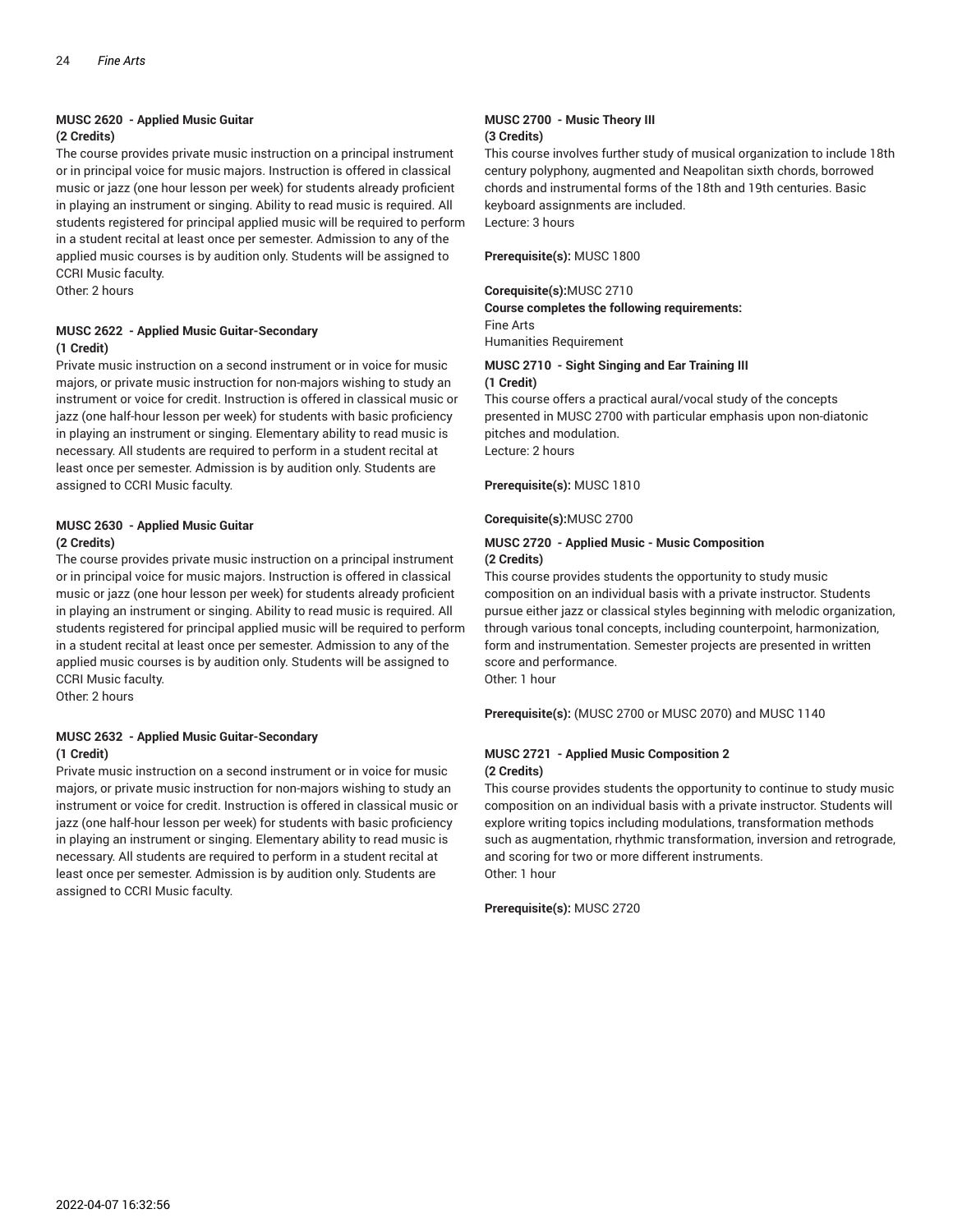**MUSC 2620 - Applied Music Guitar**
**(2 Credits)**

The course provides private music instruction on a principal instrument or in principal voice for music majors. Instruction is offered in classical music or jazz (one hour lesson per week) for students already proficient in playing an instrument or singing. Ability to read music is required. All students registered for principal applied music will be required to perform in a student recital at least once per semester. Admission to any of the applied music courses is by audition only. Students will be assigned to CCRI Music faculty.
Other: 2 hours

**MUSC 2622 - Applied Music Guitar-Secondary**
**(1 Credit)**

Private music instruction on a second instrument or in voice for music majors, or private music instruction for non-majors wishing to study an instrument or voice for credit. Instruction is offered in classical music or jazz (one half-hour lesson per week) for students with basic proficiency in playing an instrument or singing. Elementary ability to read music is necessary. All students are required to perform in a student recital at least once per semester. Admission is by audition only. Students are assigned to CCRI Music faculty.

**MUSC 2630 - Applied Music Guitar**
**(2 Credits)**

The course provides private music instruction on a principal instrument or in principal voice for music majors. Instruction is offered in classical music or jazz (one hour lesson per week) for students already proficient in playing an instrument or singing. Ability to read music is required. All students registered for principal applied music will be required to perform in a student recital at least once per semester. Admission to any of the applied music courses is by audition only. Students will be assigned to CCRI Music faculty.
Other: 2 hours

**MUSC 2632 - Applied Music Guitar-Secondary**
**(1 Credit)**

Private music instruction on a second instrument or in voice for music majors, or private music instruction for non-majors wishing to study an instrument or voice for credit. Instruction is offered in classical music or jazz (one half-hour lesson per week) for students with basic proficiency in playing an instrument or singing. Elementary ability to read music is necessary. All students are required to perform in a student recital at least once per semester. Admission is by audition only. Students are assigned to CCRI Music faculty.

**MUSC 2700 - Music Theory III**
**(3 Credits)**

This course involves further study of musical organization to include 18th century polyphony, augmented and Neapolitan sixth chords, borrowed chords and instrumental forms of the 18th and 19th centuries. Basic keyboard assignments are included.
Lecture: 3 hours

**Prerequisite(s):** MUSC 1800

**Corequisite(s):**MUSC 2710
**Course completes the following requirements:**
Fine Arts
Humanities Requirement

**MUSC 2710 - Sight Singing and Ear Training III**
**(1 Credit)**

This course offers a practical aural/vocal study of the concepts presented in MUSC 2700 with particular emphasis upon non-diatonic pitches and modulation.
Lecture: 2 hours

**Prerequisite(s):** MUSC 1810

**Corequisite(s):**MUSC 2700

**MUSC 2720 - Applied Music - Music Composition**
**(2 Credits)**

This course provides students the opportunity to study music composition on an individual basis with a private instructor. Students pursue either jazz or classical styles beginning with melodic organization, through various tonal concepts, including counterpoint, harmonization, form and instrumentation. Semester projects are presented in written score and performance.
Other: 1 hour

**Prerequisite(s):** (MUSC 2700 or MUSC 2070) and MUSC 1140

**MUSC 2721 - Applied Music Composition 2**
**(2 Credits)**

This course provides students the opportunity to continue to study music composition on an individual basis with a private instructor. Students will explore writing topics including modulations, transformation methods such as augmentation, rhythmic transformation, inversion and retrograde, and scoring for two or more different instruments.
Other: 1 hour

**Prerequisite(s):** MUSC 2720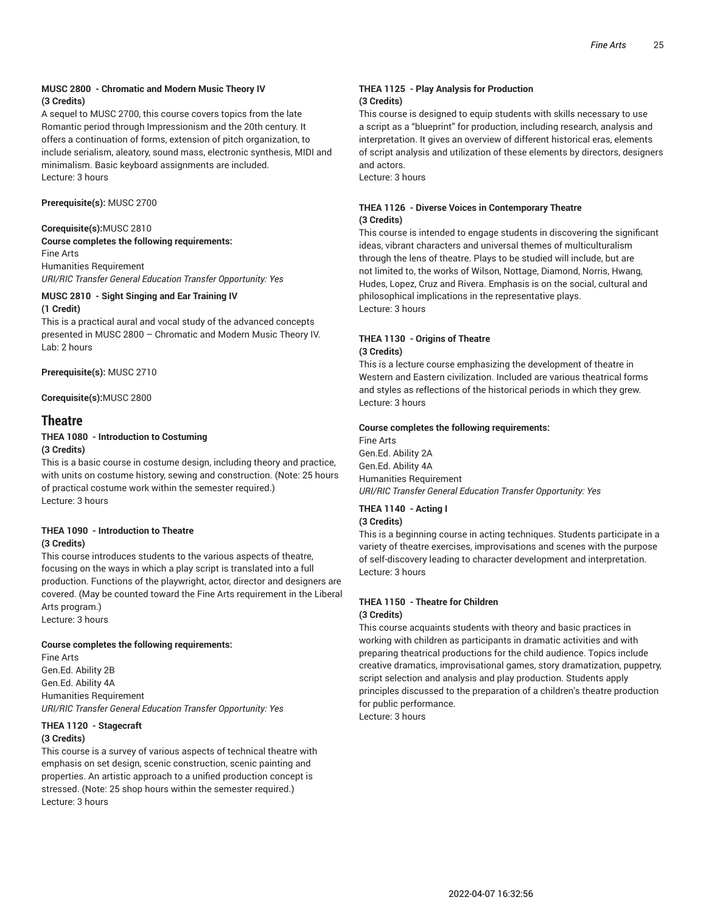**MUSC 2800 - Chromatic and Modern Music Theory IV**
**(3 Credits)**
A sequel to MUSC 2700, this course covers topics from the late Romantic period through Impressionism and the 20th century. It offers a continuation of forms, extension of pitch organization, to include serialism, aleatory, sound mass, electronic synthesis, MIDI and minimalism. Basic keyboard assignments are included.
Lecture: 3 hours

**Prerequisite(s):** MUSC 2700

**Corequisite(s):**MUSC 2810
**Course completes the following requirements:**
Fine Arts
Humanities Requirement
*URI/RIC Transfer General Education Transfer Opportunity: Yes*

**MUSC 2810 - Sight Singing and Ear Training IV**
**(1 Credit)**
This is a practical aural and vocal study of the advanced concepts presented in MUSC 2800 – Chromatic and Modern Music Theory IV.
Lab: 2 hours

**Prerequisite(s):** MUSC 2710

**Corequisite(s):**MUSC 2800

## Theatre

**THEA 1080 - Introduction to Costuming**
**(3 Credits)**
This is a basic course in costume design, including theory and practice, with units on costume history, sewing and construction. (Note: 25 hours of practical costume work within the semester required.)
Lecture: 3 hours

**THEA 1090 - Introduction to Theatre**
**(3 Credits)**
This course introduces students to the various aspects of theatre, focusing on the ways in which a play script is translated into a full production. Functions of the playwright, actor, director and designers are covered. (May be counted toward the Fine Arts requirement in the Liberal Arts program.)
Lecture: 3 hours

**Course completes the following requirements:**
Fine Arts
Gen.Ed. Ability 2B
Gen.Ed. Ability 4A
Humanities Requirement
*URI/RIC Transfer General Education Transfer Opportunity: Yes*

**THEA 1120 - Stagecraft**
**(3 Credits)**
This course is a survey of various aspects of technical theatre with emphasis on set design, scenic construction, scenic painting and properties. An artistic approach to a unified production concept is stressed. (Note: 25 shop hours within the semester required.)
Lecture: 3 hours

**THEA 1125 - Play Analysis for Production**
**(3 Credits)**
This course is designed to equip students with skills necessary to use a script as a "blueprint" for production, including research, analysis and interpretation. It gives an overview of different historical eras, elements of script analysis and utilization of these elements by directors, designers and actors.
Lecture: 3 hours

**THEA 1126 - Diverse Voices in Contemporary Theatre**
**(3 Credits)**
This course is intended to engage students in discovering the significant ideas, vibrant characters and universal themes of multiculturalism through the lens of theatre. Plays to be studied will include, but are not limited to, the works of Wilson, Nottage, Diamond, Norris, Hwang, Hudes, Lopez, Cruz and Rivera. Emphasis is on the social, cultural and philosophical implications in the representative plays.
Lecture: 3 hours

**THEA 1130 - Origins of Theatre**
**(3 Credits)**
This is a lecture course emphasizing the development of theatre in Western and Eastern civilization. Included are various theatrical forms and styles as reflections of the historical periods in which they grew.
Lecture: 3 hours

**Course completes the following requirements:**
Fine Arts
Gen.Ed. Ability 2A
Gen.Ed. Ability 4A
Humanities Requirement
*URI/RIC Transfer General Education Transfer Opportunity: Yes*

**THEA 1140 - Acting I**
**(3 Credits)**
This is a beginning course in acting techniques. Students participate in a variety of theatre exercises, improvisations and scenes with the purpose of self-discovery leading to character development and interpretation.
Lecture: 3 hours

**THEA 1150 - Theatre for Children**
**(3 Credits)**
This course acquaints students with theory and basic practices in working with children as participants in dramatic activities and with preparing theatrical productions for the child audience. Topics include creative dramatics, improvisational games, story dramatization, puppetry, script selection and analysis and play production. Students apply principles discussed to the preparation of a children's theatre production for public performance.
Lecture: 3 hours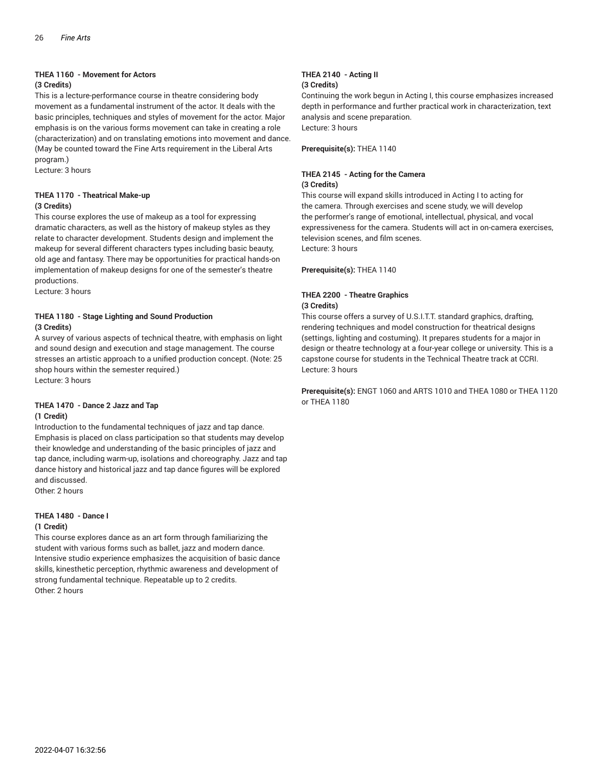**THEA 1160 - Movement for Actors**
**(3 Credits)**

This is a lecture-performance course in theatre considering body movement as a fundamental instrument of the actor. It deals with the basic principles, techniques and styles of movement for the actor. Major emphasis is on the various forms movement can take in creating a role (characterization) and on translating emotions into movement and dance. (May be counted toward the Fine Arts requirement in the Liberal Arts program.)
Lecture: 3 hours

**THEA 1170 - Theatrical Make-up**
**(3 Credits)**

This course explores the use of makeup as a tool for expressing dramatic characters, as well as the history of makeup styles as they relate to character development. Students design and implement the makeup for several different characters types including basic beauty, old age and fantasy. There may be opportunities for practical hands-on implementation of makeup designs for one of the semester's theatre productions.
Lecture: 3 hours

**THEA 1180 - Stage Lighting and Sound Production**
**(3 Credits)**

A survey of various aspects of technical theatre, with emphasis on light and sound design and execution and stage management. The course stresses an artistic approach to a unified production concept. (Note: 25 shop hours within the semester required.)
Lecture: 3 hours

**THEA 1470 - Dance 2 Jazz and Tap**
**(1 Credit)**

Introduction to the fundamental techniques of jazz and tap dance. Emphasis is placed on class participation so that students may develop their knowledge and understanding of the basic principles of jazz and tap dance, including warm-up, isolations and choreography. Jazz and tap dance history and historical jazz and tap dance figures will be explored and discussed.
Other: 2 hours

**THEA 1480 - Dance I**
**(1 Credit)**

This course explores dance as an art form through familiarizing the student with various forms such as ballet, jazz and modern dance. Intensive studio experience emphasizes the acquisition of basic dance skills, kinesthetic perception, rhythmic awareness and development of strong fundamental technique. Repeatable up to 2 credits.
Other: 2 hours

**THEA 2140 - Acting II**
**(3 Credits)**

Continuing the work begun in Acting I, this course emphasizes increased depth in performance and further practical work in characterization, text analysis and scene preparation.
Lecture: 3 hours

**Prerequisite(s):** THEA 1140

**THEA 2145 - Acting for the Camera**
**(3 Credits)**

This course will expand skills introduced in Acting I to acting for the camera. Through exercises and scene study, we will develop the performer's range of emotional, intellectual, physical, and vocal expressiveness for the camera. Students will act in on-camera exercises, television scenes, and film scenes.
Lecture: 3 hours

**Prerequisite(s):** THEA 1140

**THEA 2200 - Theatre Graphics**
**(3 Credits)**

This course offers a survey of U.S.I.T.T. standard graphics, drafting, rendering techniques and model construction for theatrical designs (settings, lighting and costuming). It prepares students for a major in design or theatre technology at a four-year college or university. This is a capstone course for students in the Technical Theatre track at CCRI.
Lecture: 3 hours

**Prerequisite(s):** ENGT 1060 and ARTS 1010 and THEA 1080 or THEA 1120 or THEA 1180